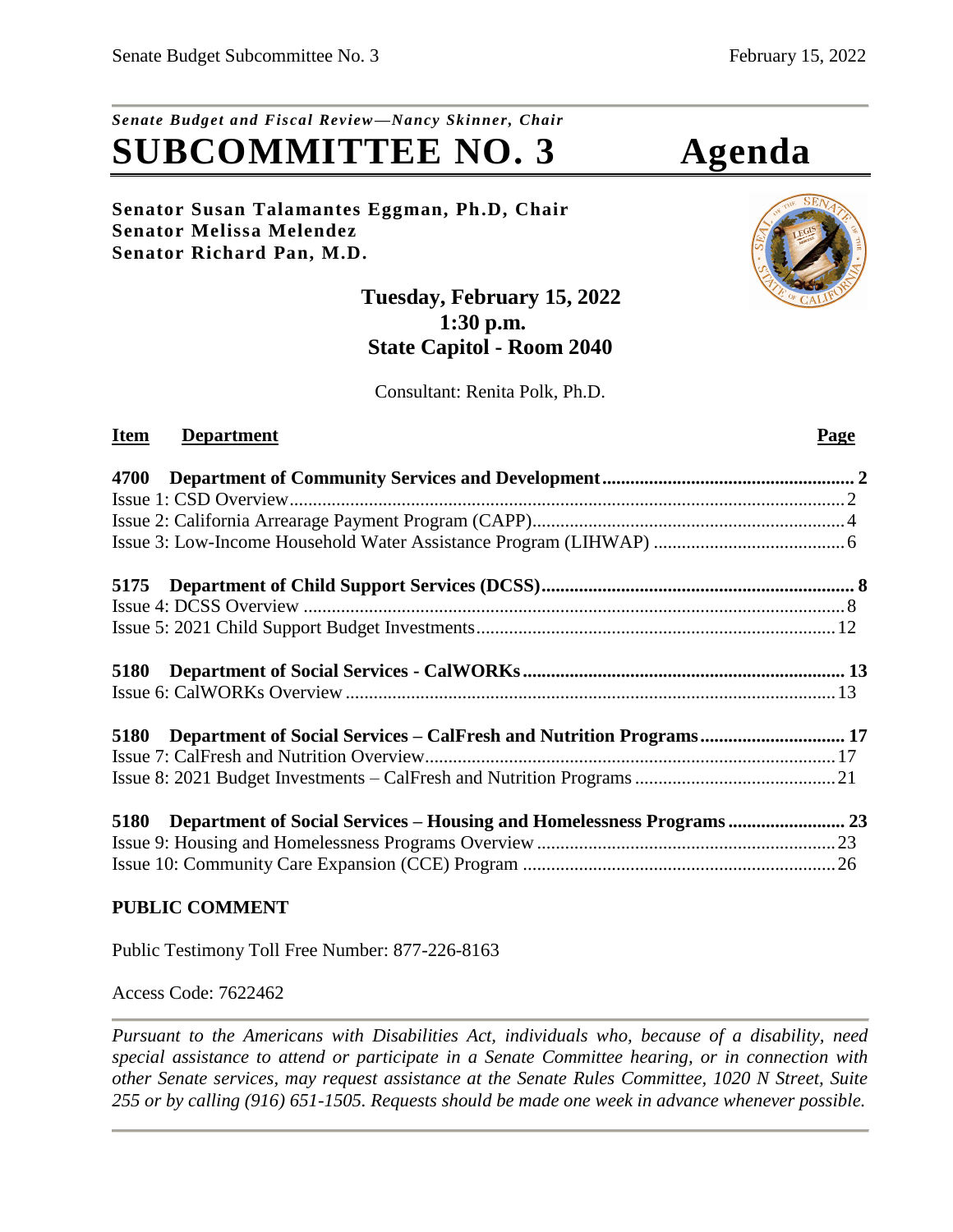*Senate Budget and Fiscal Review—Nancy Skinner, Chair*

# SUBCOMMITTEE NO. 3 Agenda

**Senator Susan Talamantes Eggman, Ph.D, Chair**
**Senator Melissa Melendez**
**Senator Richard Pan, M.D.**

**Tuesday, February 15, 2022**
**1:30 p.m.**
**State Capitol - Room 2040**

Consultant: Renita Polk, Ph.D.

| Item | Department | Page |
|---|---|---|
| **4700** | **Department of Community Services and Development** | **2** |
| Issue 1: CSD Overview | | 2 |
| Issue 2: California Arrearage Payment Program (CAPP) | | 4 |
| Issue 3: Low-Income Household Water Assistance Program (LIHWAP) | | 6 |
| **5175** | **Department of Child Support Services (DCSS)** | **8** |
| Issue 4: DCSS Overview | | 8 |
| Issue 5: 2021 Child Support Budget Investments | | 12 |
| **5180** | **Department of Social Services - CalWORKs** | **13** |
| Issue 6: CalWORKs Overview | | 13 |
| **5180** | **Department of Social Services – CalFresh and Nutrition Programs** | **17** |
| Issue 7: CalFresh and Nutrition Overview | | 17 |
| Issue 8: 2021 Budget Investments – CalFresh and Nutrition Programs | | 21 |
| **5180** | **Department of Social Services – Housing and Homelessness Programs** | **23** |
| Issue 9: Housing and Homelessness Programs Overview | | 23 |
| Issue 10: Community Care Expansion (CCE) Program | | 26 |

**PUBLIC COMMENT**

Public Testimony Toll Free Number: 877-226-8163

Access Code: 7622462

*Pursuant to the Americans with Disabilities Act, individuals who, because of a disability, need special assistance to attend or participate in a Senate Committee hearing, or in connection with other Senate services, may request assistance at the Senate Rules Committee, 1020 N Street, Suite 255 or by calling (916) 651-1505. Requests should be made one week in advance whenever possible.*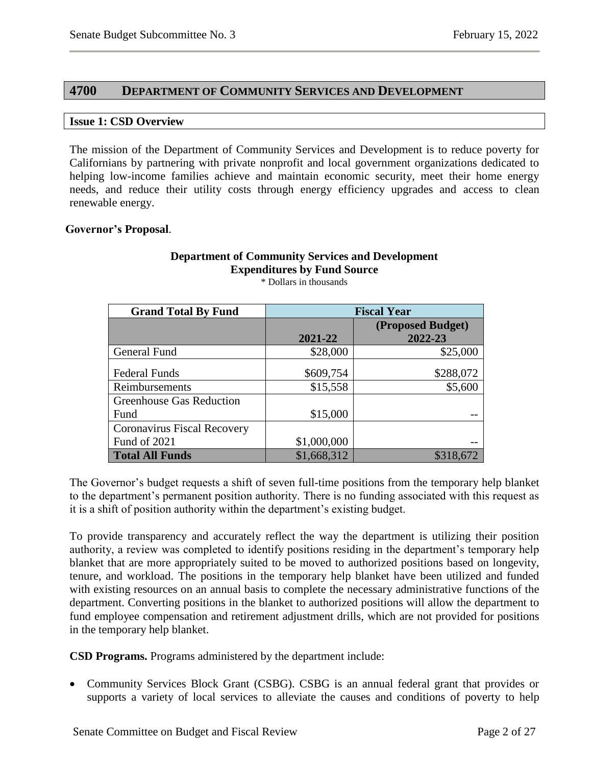## 4700 DEPARTMENT OF COMMUNITY SERVICES AND DEVELOPMENT

### Issue 1: CSD Overview

The mission of the Department of Community Services and Development is to reduce poverty for Californians by partnering with private nonprofit and local government organizations dedicated to helping low-income families achieve and maintain economic security, meet their home energy needs, and reduce their utility costs through energy efficiency upgrades and access to clean renewable energy.

**Governor's Proposal**.

**Department of Community Services and Development**
**Expenditures by Fund Source**
\* Dollars in thousands

| Grand Total By Fund | Fiscal Year | |
|---|---|---|
| | 2021-22 | (Proposed Budget) 2022-23 |
| General Fund | $28,000 | $25,000 |
| Federal Funds | $609,754 | $288,072 |
| Reimbursements | $15,558 | $5,600 |
| Greenhouse Gas Reduction Fund | $15,000 | -- |
| Coronavirus Fiscal Recovery Fund of 2021 | $1,000,000 | -- |
| **Total All Funds** | $1,668,312 | $318,672 |

The Governor's budget requests a shift of seven full-time positions from the temporary help blanket to the department's permanent position authority. There is no funding associated with this request as it is a shift of position authority within the department's existing budget.

To provide transparency and accurately reflect the way the department is utilizing their position authority, a review was completed to identify positions residing in the department's temporary help blanket that are more appropriately suited to be moved to authorized positions based on longevity, tenure, and workload. The positions in the temporary help blanket have been utilized and funded with existing resources on an annual basis to complete the necessary administrative functions of the department. Converting positions in the blanket to authorized positions will allow the department to fund employee compensation and retirement adjustment drills, which are not provided for positions in the temporary help blanket.

**CSD Programs.** Programs administered by the department include:

- Community Services Block Grant (CSBG). CSBG is an annual federal grant that provides or supports a variety of local services to alleviate the causes and conditions of poverty to help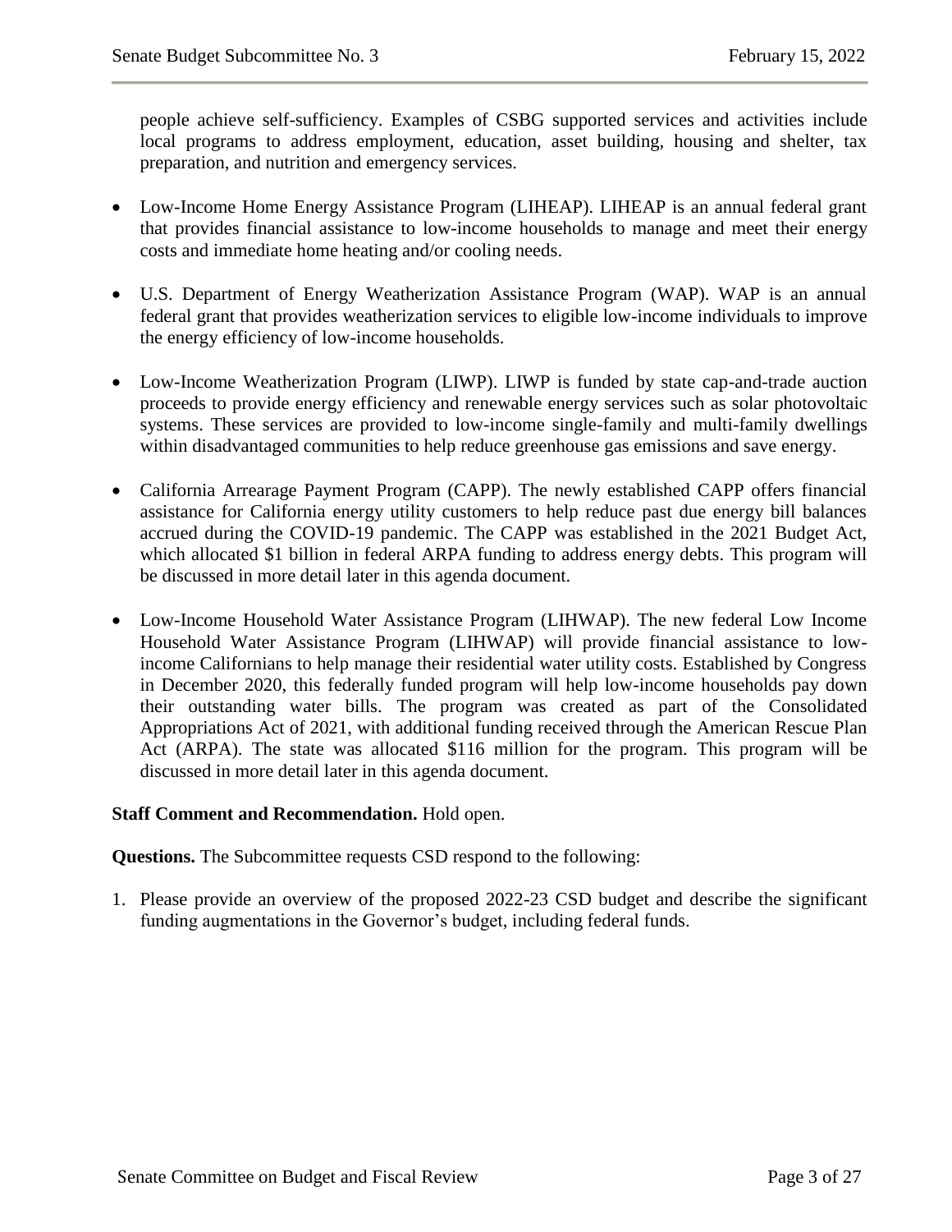people achieve self-sufficiency. Examples of CSBG supported services and activities include local programs to address employment, education, asset building, housing and shelter, tax preparation, and nutrition and emergency services.

- Low-Income Home Energy Assistance Program (LIHEAP). LIHEAP is an annual federal grant that provides financial assistance to low-income households to manage and meet their energy costs and immediate home heating and/or cooling needs.

- U.S. Department of Energy Weatherization Assistance Program (WAP). WAP is an annual federal grant that provides weatherization services to eligible low-income individuals to improve the energy efficiency of low-income households.

- Low-Income Weatherization Program (LIWP). LIWP is funded by state cap-and-trade auction proceeds to provide energy efficiency and renewable energy services such as solar photovoltaic systems. These services are provided to low-income single-family and multi-family dwellings within disadvantaged communities to help reduce greenhouse gas emissions and save energy.

- California Arrearage Payment Program (CAPP). The newly established CAPP offers financial assistance for California energy utility customers to help reduce past due energy bill balances accrued during the COVID-19 pandemic. The CAPP was established in the 2021 Budget Act, which allocated $1 billion in federal ARPA funding to address energy debts. This program will be discussed in more detail later in this agenda document.

- Low-Income Household Water Assistance Program (LIHWAP). The new federal Low Income Household Water Assistance Program (LIHWAP) will provide financial assistance to low-income Californians to help manage their residential water utility costs. Established by Congress in December 2020, this federally funded program will help low-income households pay down their outstanding water bills. The program was created as part of the Consolidated Appropriations Act of 2021, with additional funding received through the American Rescue Plan Act (ARPA). The state was allocated $116 million for the program. This program will be discussed in more detail later in this agenda document.

**Staff Comment and Recommendation.** Hold open.

**Questions.** The Subcommittee requests CSD respond to the following:

1. Please provide an overview of the proposed 2022-23 CSD budget and describe the significant funding augmentations in the Governor's budget, including federal funds.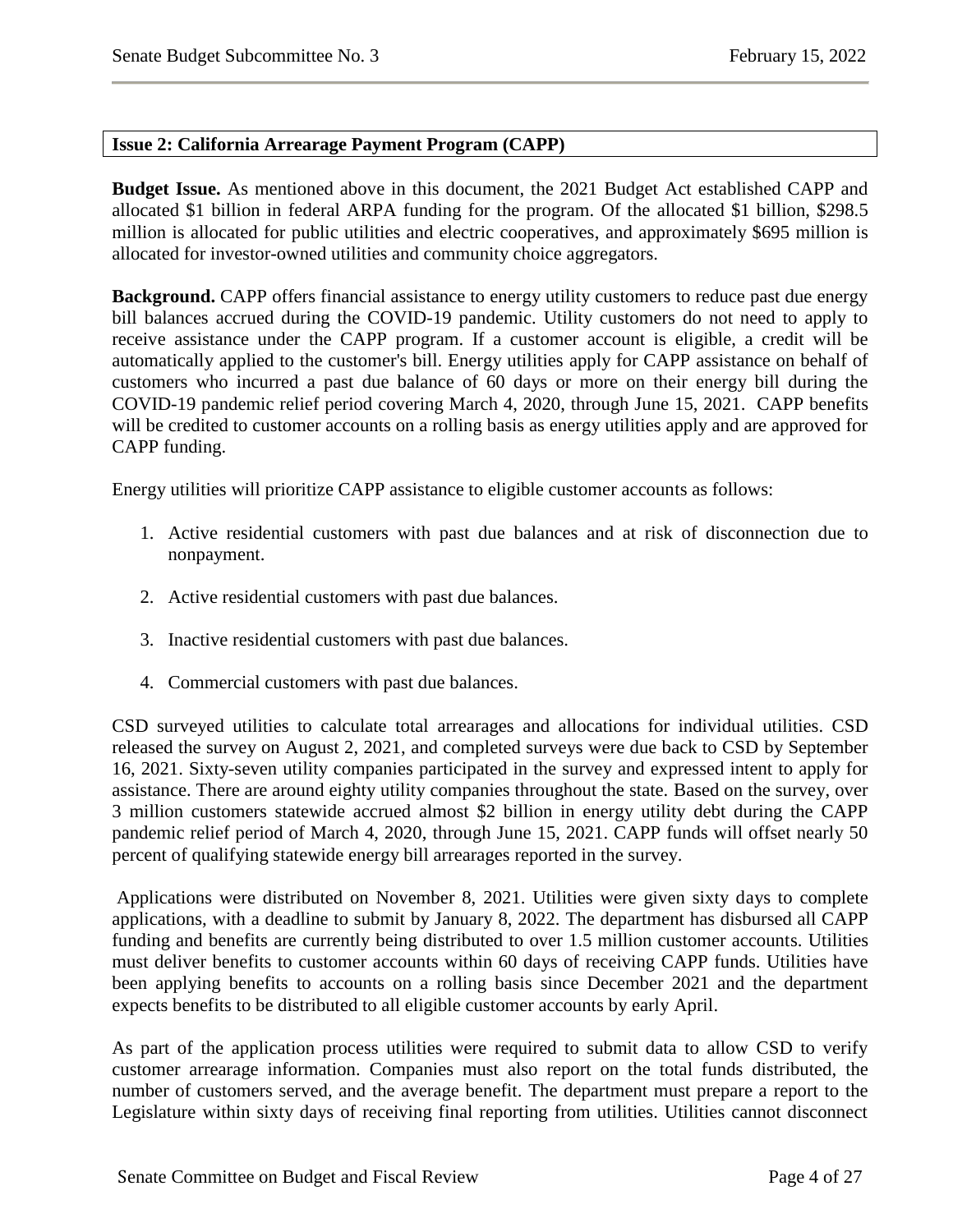**Issue 2: California Arrearage Payment Program (CAPP)**

**Budget Issue.** As mentioned above in this document, the 2021 Budget Act established CAPP and allocated $1 billion in federal ARPA funding for the program. Of the allocated $1 billion, $298.5 million is allocated for public utilities and electric cooperatives, and approximately $695 million is allocated for investor-owned utilities and community choice aggregators.

**Background.** CAPP offers financial assistance to energy utility customers to reduce past due energy bill balances accrued during the COVID-19 pandemic. Utility customers do not need to apply to receive assistance under the CAPP program. If a customer account is eligible, a credit will be automatically applied to the customer's bill. Energy utilities apply for CAPP assistance on behalf of customers who incurred a past due balance of 60 days or more on their energy bill during the COVID-19 pandemic relief period covering March 4, 2020, through June 15, 2021. CAPP benefits will be credited to customer accounts on a rolling basis as energy utilities apply and are approved for CAPP funding.

Energy utilities will prioritize CAPP assistance to eligible customer accounts as follows:

1. Active residential customers with past due balances and at risk of disconnection due to nonpayment.
2. Active residential customers with past due balances.
3. Inactive residential customers with past due balances.
4. Commercial customers with past due balances.

CSD surveyed utilities to calculate total arrearages and allocations for individual utilities. CSD released the survey on August 2, 2021, and completed surveys were due back to CSD by September 16, 2021. Sixty-seven utility companies participated in the survey and expressed intent to apply for assistance. There are around eighty utility companies throughout the state. Based on the survey, over 3 million customers statewide accrued almost $2 billion in energy utility debt during the CAPP pandemic relief period of March 4, 2020, through June 15, 2021. CAPP funds will offset nearly 50 percent of qualifying statewide energy bill arrearages reported in the survey.

Applications were distributed on November 8, 2021. Utilities were given sixty days to complete applications, with a deadline to submit by January 8, 2022. The department has disbursed all CAPP funding and benefits are currently being distributed to over 1.5 million customer accounts. Utilities must deliver benefits to customer accounts within 60 days of receiving CAPP funds. Utilities have been applying benefits to accounts on a rolling basis since December 2021 and the department expects benefits to be distributed to all eligible customer accounts by early April.

As part of the application process utilities were required to submit data to allow CSD to verify customer arrearage information. Companies must also report on the total funds distributed, the number of customers served, and the average benefit. The department must prepare a report to the Legislature within sixty days of receiving final reporting from utilities. Utilities cannot disconnect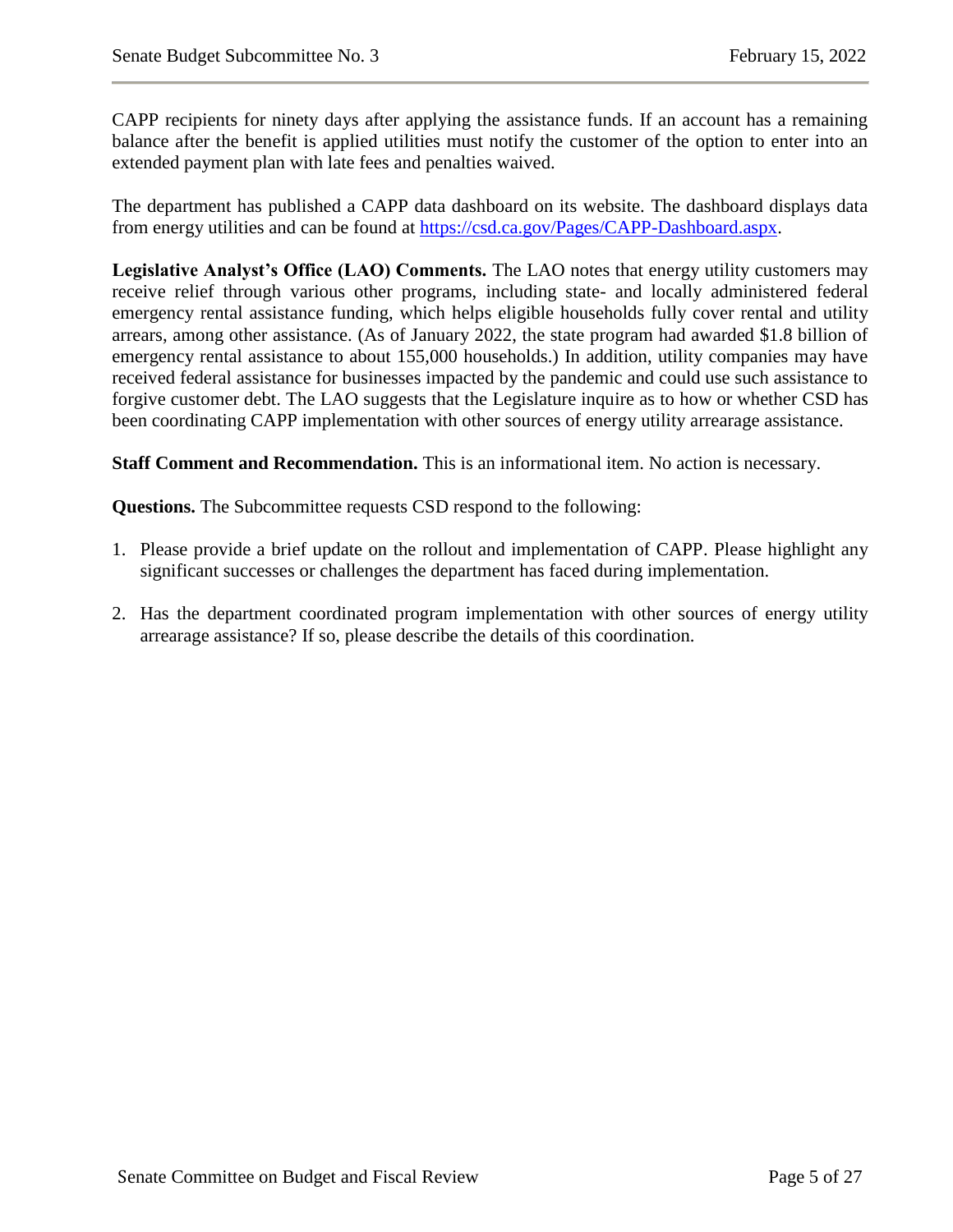CAPP recipients for ninety days after applying the assistance funds. If an account has a remaining balance after the benefit is applied utilities must notify the customer of the option to enter into an extended payment plan with late fees and penalties waived.

The department has published a CAPP data dashboard on its website. The dashboard displays data from energy utilities and can be found at [https://csd.ca.gov/Pages/CAPP-Dashboard.aspx](https://csd.ca.gov/Pages/CAPP-Dashboard.aspx).

**Legislative Analyst's Office (LAO) Comments.** The LAO notes that energy utility customers may receive relief through various other programs, including state- and locally administered federal emergency rental assistance funding, which helps eligible households fully cover rental and utility arrears, among other assistance. (As of January 2022, the state program had awarded $1.8 billion of emergency rental assistance to about 155,000 households.) In addition, utility companies may have received federal assistance for businesses impacted by the pandemic and could use such assistance to forgive customer debt. The LAO suggests that the Legislature inquire as to how or whether CSD has been coordinating CAPP implementation with other sources of energy utility arrearage assistance.

**Staff Comment and Recommendation.** This is an informational item. No action is necessary.

**Questions.** The Subcommittee requests CSD respond to the following:

1. Please provide a brief update on the rollout and implementation of CAPP. Please highlight any significant successes or challenges the department has faced during implementation.

2. Has the department coordinated program implementation with other sources of energy utility arrearage assistance? If so, please describe the details of this coordination.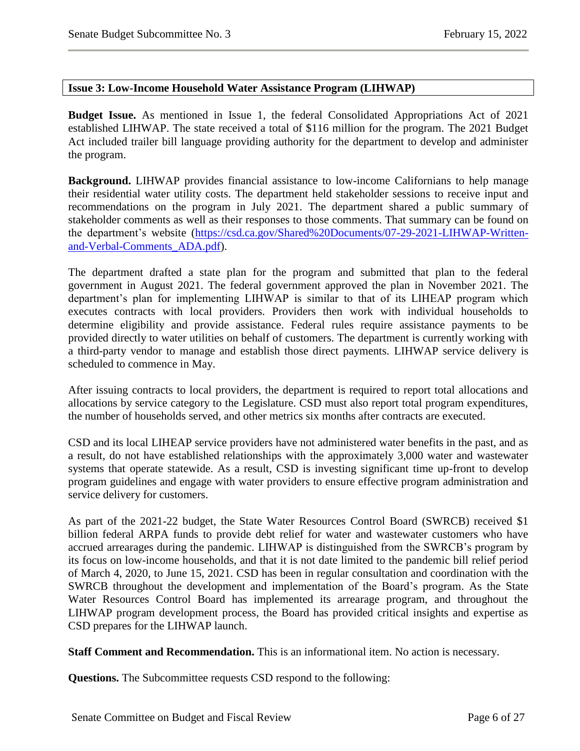### Issue 3: Low-Income Household Water Assistance Program (LIHWAP)

**Budget Issue.** As mentioned in Issue 1, the federal Consolidated Appropriations Act of 2021 established LIHWAP. The state received a total of $116 million for the program. The 2021 Budget Act included trailer bill language providing authority for the department to develop and administer the program.

**Background.** LIHWAP provides financial assistance to low-income Californians to help manage their residential water utility costs. The department held stakeholder sessions to receive input and recommendations on the program in July 2021. The department shared a public summary of stakeholder comments as well as their responses to those comments. That summary can be found on the department's website ([https://csd.ca.gov/Shared%20Documents/07-29-2021-LIHWAP-Written-and-Verbal-Comments_ADA.pdf](https://csd.ca.gov/Shared%20Documents/07-29-2021-LIHWAP-Written-and-Verbal-Comments_ADA.pdf)).

The department drafted a state plan for the program and submitted that plan to the federal government in August 2021. The federal government approved the plan in November 2021. The department's plan for implementing LIHWAP is similar to that of its LIHEAP program which executes contracts with local providers. Providers then work with individual households to determine eligibility and provide assistance. Federal rules require assistance payments to be provided directly to water utilities on behalf of customers. The department is currently working with a third-party vendor to manage and establish those direct payments. LIHWAP service delivery is scheduled to commence in May.

After issuing contracts to local providers, the department is required to report total allocations and allocations by service category to the Legislature. CSD must also report total program expenditures, the number of households served, and other metrics six months after contracts are executed.

CSD and its local LIHEAP service providers have not administered water benefits in the past, and as a result, do not have established relationships with the approximately 3,000 water and wastewater systems that operate statewide. As a result, CSD is investing significant time up-front to develop program guidelines and engage with water providers to ensure effective program administration and service delivery for customers.

As part of the 2021-22 budget, the State Water Resources Control Board (SWRCB) received $1 billion federal ARPA funds to provide debt relief for water and wastewater customers who have accrued arrearages during the pandemic. LIHWAP is distinguished from the SWRCB's program by its focus on low-income households, and that it is not date limited to the pandemic bill relief period of March 4, 2020, to June 15, 2021. CSD has been in regular consultation and coordination with the SWRCB throughout the development and implementation of the Board's program. As the State Water Resources Control Board has implemented its arrearage program, and throughout the LIHWAP program development process, the Board has provided critical insights and expertise as CSD prepares for the LIHWAP launch.

**Staff Comment and Recommendation.** This is an informational item. No action is necessary.

**Questions.** The Subcommittee requests CSD respond to the following: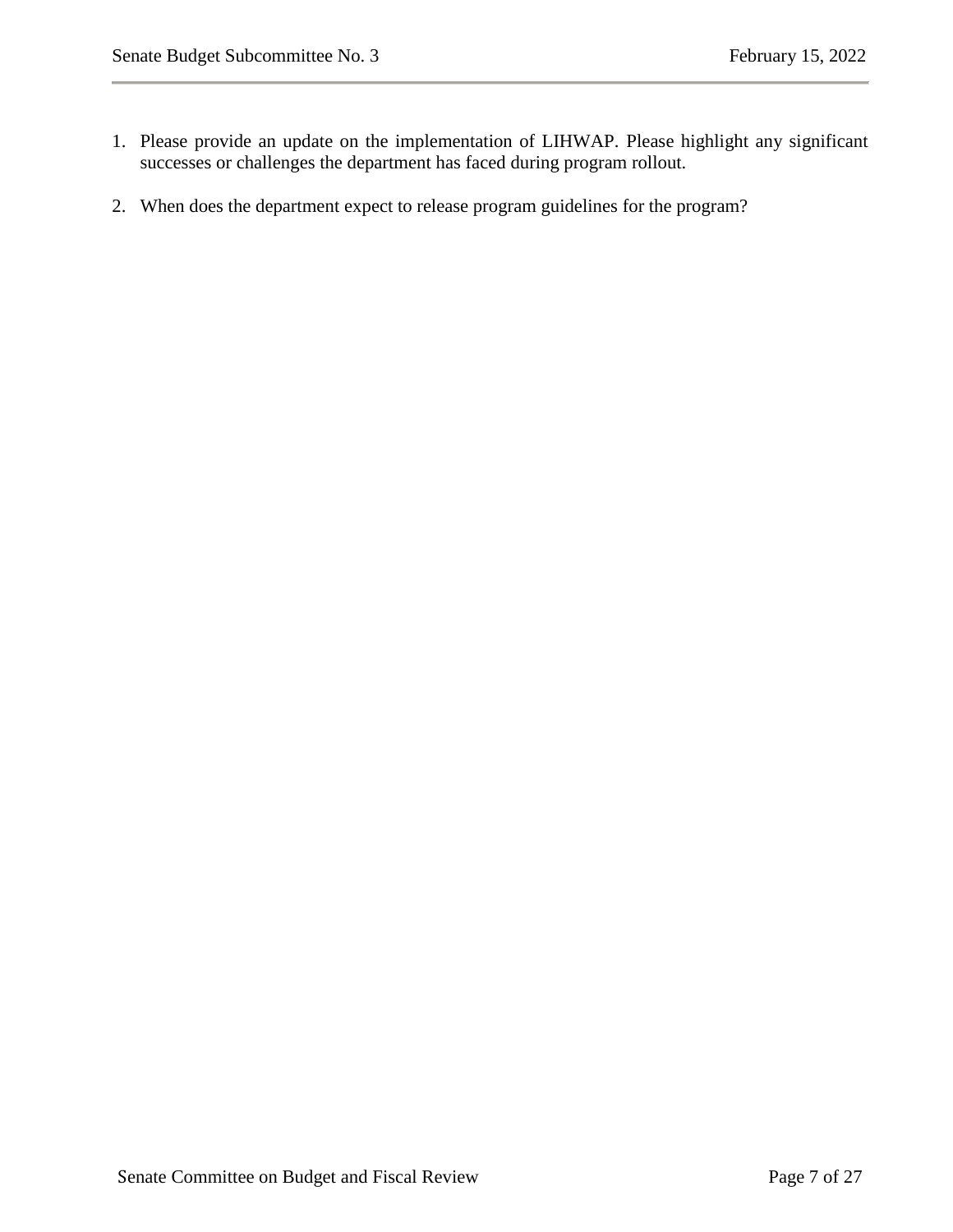1. Please provide an update on the implementation of LIHWAP. Please highlight any significant successes or challenges the department has faced during program rollout.

2. When does the department expect to release program guidelines for the program?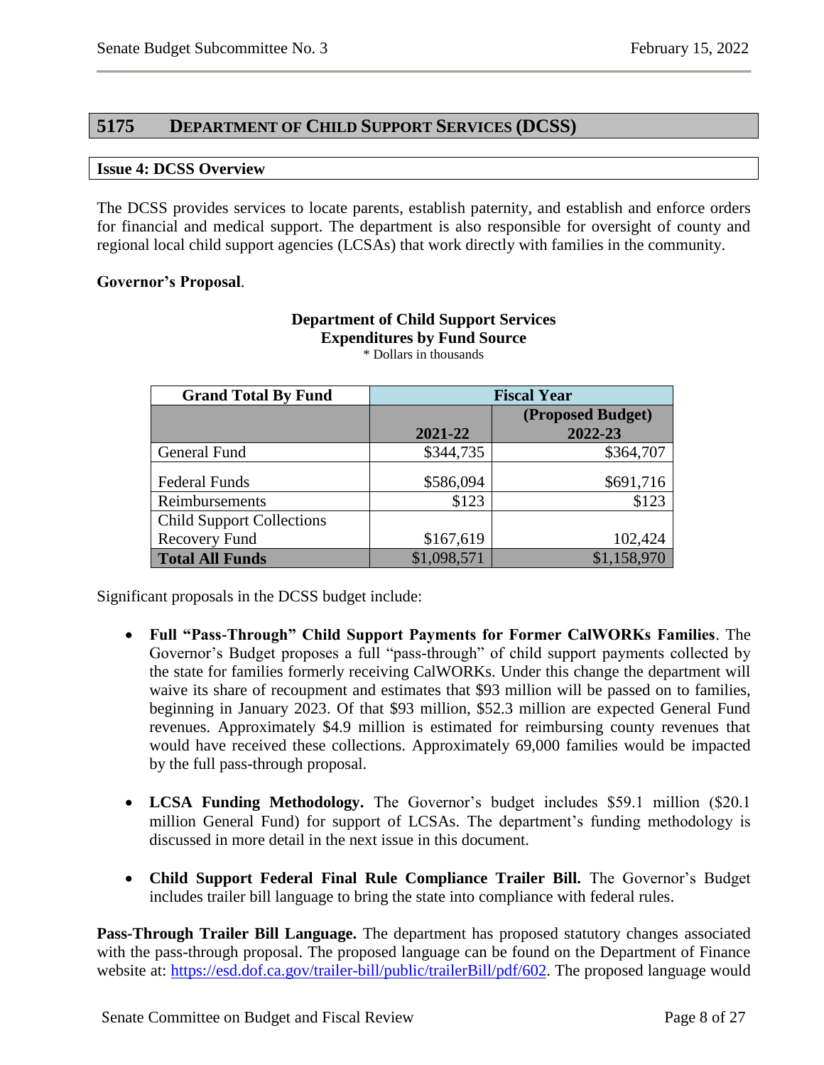## 5175 Department of Child Support Services (DCSS)

### Issue 4: DCSS Overview

The DCSS provides services to locate parents, establish paternity, and establish and enforce orders for financial and medical support. The department is also responsible for oversight of county and regional local child support agencies (LCSAs) that work directly with families in the community.

**Governor's Proposal**.

**Department of Child Support Services**
**Expenditures by Fund Source**
\* Dollars in thousands

| Grand Total By Fund | Fiscal Year | |
|---|---|---|
| | 2021-22 | (Proposed Budget) 2022-23 |
| General Fund | $344,735 | $364,707 |
| Federal Funds | $586,094 | $691,716 |
| Reimbursements | $123 | $123 |
| Child Support Collections Recovery Fund | $167,619 | 102,424 |
| **Total All Funds** | $1,098,571 | $1,158,970 |

Significant proposals in the DCSS budget include:

- **Full "Pass-Through" Child Support Payments for Former CalWORKs Families**. The Governor's Budget proposes a full "pass-through" of child support payments collected by the state for families formerly receiving CalWORKs. Under this change the department will waive its share of recoupment and estimates that $93 million will be passed on to families, beginning in January 2023. Of that $93 million, $52.3 million are expected General Fund revenues. Approximately $4.9 million is estimated for reimbursing county revenues that would have received these collections. Approximately 69,000 families would be impacted by the full pass-through proposal.

- **LCSA Funding Methodology.** The Governor's budget includes $59.1 million ($20.1 million General Fund) for support of LCSAs. The department's funding methodology is discussed in more detail in the next issue in this document.

- **Child Support Federal Final Rule Compliance Trailer Bill.** The Governor's Budget includes trailer bill language to bring the state into compliance with federal rules.

**Pass-Through Trailer Bill Language.** The department has proposed statutory changes associated with the pass-through proposal. The proposed language can be found on the Department of Finance website at: https://esd.dof.ca.gov/trailer-bill/public/trailerBill/pdf/602. The proposed language would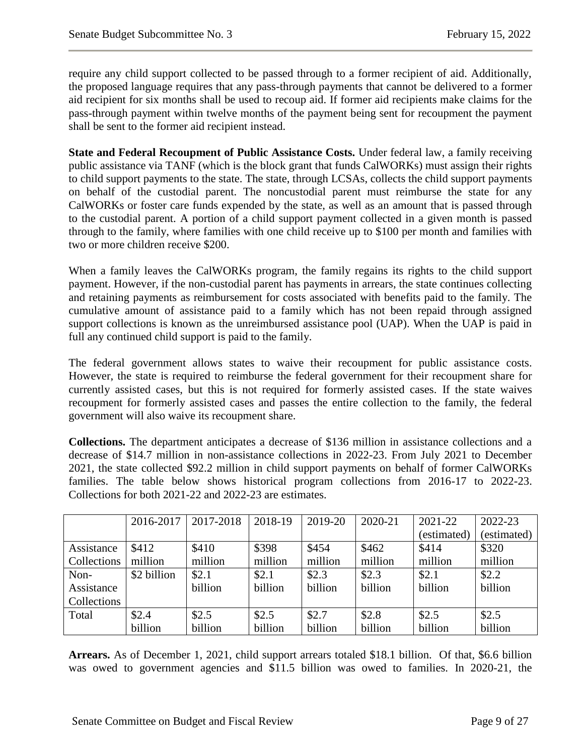require any child support collected to be passed through to a former recipient of aid. Additionally, the proposed language requires that any pass-through payments that cannot be delivered to a former aid recipient for six months shall be used to recoup aid. If former aid recipients make claims for the pass-through payment within twelve months of the payment being sent for recoupment the payment shall be sent to the former aid recipient instead.

**State and Federal Recoupment of Public Assistance Costs.** Under federal law, a family receiving public assistance via TANF (which is the block grant that funds CalWORKs) must assign their rights to child support payments to the state. The state, through LCSAs, collects the child support payments on behalf of the custodial parent. The noncustodial parent must reimburse the state for any CalWORKs or foster care funds expended by the state, as well as an amount that is passed through to the custodial parent. A portion of a child support payment collected in a given month is passed through to the family, where families with one child receive up to $100 per month and families with two or more children receive $200.

When a family leaves the CalWORKs program, the family regains its rights to the child support payment. However, if the non-custodial parent has payments in arrears, the state continues collecting and retaining payments as reimbursement for costs associated with benefits paid to the family. The cumulative amount of assistance paid to a family which has not been repaid through assigned support collections is known as the unreimbursed assistance pool (UAP). When the UAP is paid in full any continued child support is paid to the family.

The federal government allows states to waive their recoupment for public assistance costs. However, the state is required to reimburse the federal government for their recoupment share for currently assisted cases, but this is not required for formerly assisted cases. If the state waives recoupment for formerly assisted cases and passes the entire collection to the family, the federal government will also waive its recoupment share.

**Collections.** The department anticipates a decrease of $136 million in assistance collections and a decrease of $14.7 million in non-assistance collections in 2022-23. From July 2021 to December 2021, the state collected $92.2 million in child support payments on behalf of former CalWORKs families. The table below shows historical program collections from 2016-17 to 2022-23. Collections for both 2021-22 and 2022-23 are estimates.

| | 2016-2017 | 2017-2018 | 2018-19 | 2019-20 | 2020-21 | 2021-22 (estimated) | 2022-23 (estimated) |
|---|---|---|---|---|---|---|---|
| Assistance Collections | $412 million | $410 million | $398 million | $454 million | $462 million | $414 million | $320 million |
| Non-Assistance Collections | $2 billion | $2.1 billion | $2.1 billion | $2.3 billion | $2.3 billion | $2.1 billion | $2.2 billion |
| Total | $2.4 billion | $2.5 billion | $2.5 billion | $2.7 billion | $2.8 billion | $2.5 billion | $2.5 billion |

**Arrears.** As of December 1, 2021, child support arrears totaled $18.1 billion. Of that, $6.6 billion was owed to government agencies and $11.5 billion was owed to families. In 2020-21, the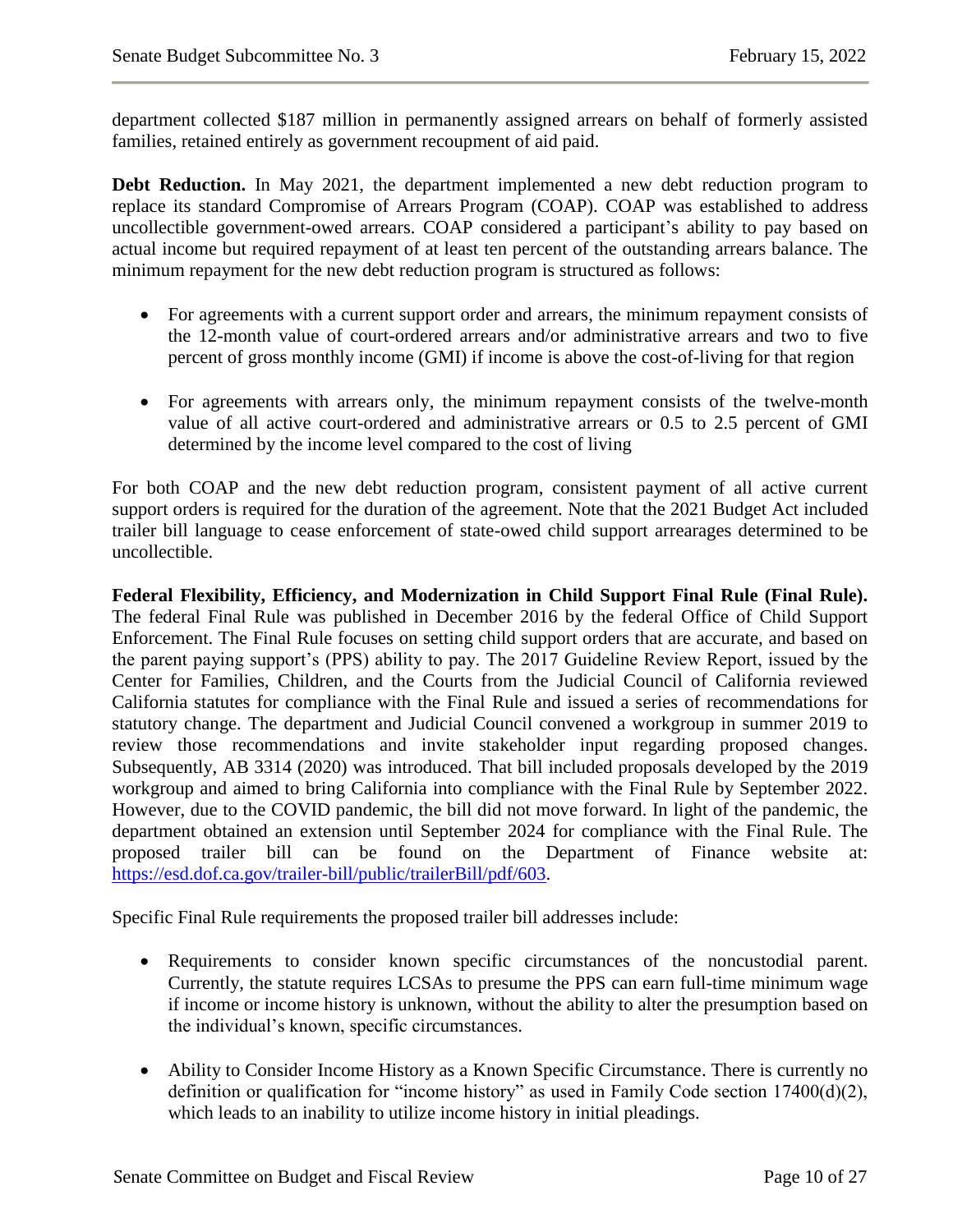department collected $187 million in permanently assigned arrears on behalf of formerly assisted families, retained entirely as government recoupment of aid paid.

**Debt Reduction.** In May 2021, the department implemented a new debt reduction program to replace its standard Compromise of Arrears Program (COAP). COAP was established to address uncollectible government-owed arrears. COAP considered a participant's ability to pay based on actual income but required repayment of at least ten percent of the outstanding arrears balance. The minimum repayment for the new debt reduction program is structured as follows:

- For agreements with a current support order and arrears, the minimum repayment consists of the 12-month value of court-ordered arrears and/or administrative arrears and two to five percent of gross monthly income (GMI) if income is above the cost-of-living for that region
- For agreements with arrears only, the minimum repayment consists of the twelve-month value of all active court-ordered and administrative arrears or 0.5 to 2.5 percent of GMI determined by the income level compared to the cost of living

For both COAP and the new debt reduction program, consistent payment of all active current support orders is required for the duration of the agreement. Note that the 2021 Budget Act included trailer bill language to cease enforcement of state-owed child support arrearages determined to be uncollectible.

**Federal Flexibility, Efficiency, and Modernization in Child Support Final Rule (Final Rule).** The federal Final Rule was published in December 2016 by the federal Office of Child Support Enforcement. The Final Rule focuses on setting child support orders that are accurate, and based on the parent paying support's (PPS) ability to pay. The 2017 Guideline Review Report, issued by the Center for Families, Children, and the Courts from the Judicial Council of California reviewed California statutes for compliance with the Final Rule and issued a series of recommendations for statutory change. The department and Judicial Council convened a workgroup in summer 2019 to review those recommendations and invite stakeholder input regarding proposed changes. Subsequently, AB 3314 (2020) was introduced. That bill included proposals developed by the 2019 workgroup and aimed to bring California into compliance with the Final Rule by September 2022. However, due to the COVID pandemic, the bill did not move forward. In light of the pandemic, the department obtained an extension until September 2024 for compliance with the Final Rule. The proposed trailer bill can be found on the Department of Finance website at: [https://esd.dof.ca.gov/trailer-bill/public/trailerBill/pdf/603](https://esd.dof.ca.gov/trailer-bill/public/trailerBill/pdf/603).

Specific Final Rule requirements the proposed trailer bill addresses include:

- Requirements to consider known specific circumstances of the noncustodial parent. Currently, the statute requires LCSAs to presume the PPS can earn full-time minimum wage if income or income history is unknown, without the ability to alter the presumption based on the individual's known, specific circumstances.
- Ability to Consider Income History as a Known Specific Circumstance. There is currently no definition or qualification for "income history" as used in Family Code section 17400(d)(2), which leads to an inability to utilize income history in initial pleadings.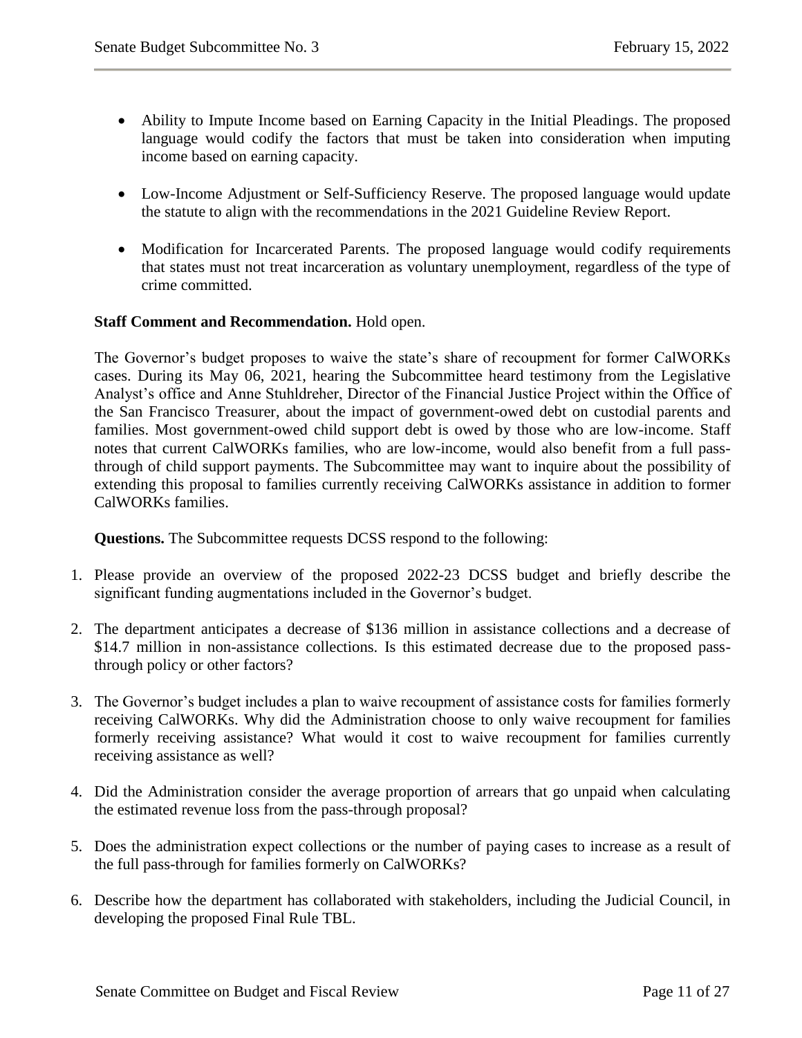- Ability to Impute Income based on Earning Capacity in the Initial Pleadings. The proposed language would codify the factors that must be taken into consideration when imputing income based on earning capacity.

- Low-Income Adjustment or Self-Sufficiency Reserve. The proposed language would update the statute to align with the recommendations in the 2021 Guideline Review Report.

- Modification for Incarcerated Parents. The proposed language would codify requirements that states must not treat incarceration as voluntary unemployment, regardless of the type of crime committed.

**Staff Comment and Recommendation.** Hold open.

The Governor's budget proposes to waive the state's share of recoupment for former CalWORKs cases. During its May 06, 2021, hearing the Subcommittee heard testimony from the Legislative Analyst's office and Anne Stuhldreher, Director of the Financial Justice Project within the Office of the San Francisco Treasurer, about the impact of government-owed debt on custodial parents and families. Most government-owed child support debt is owed by those who are low-income. Staff notes that current CalWORKs families, who are low-income, would also benefit from a full pass-through of child support payments. The Subcommittee may want to inquire about the possibility of extending this proposal to families currently receiving CalWORKs assistance in addition to former CalWORKs families.

**Questions.** The Subcommittee requests DCSS respond to the following:

1. Please provide an overview of the proposed 2022-23 DCSS budget and briefly describe the significant funding augmentations included in the Governor's budget.

2. The department anticipates a decrease of $136 million in assistance collections and a decrease of $14.7 million in non-assistance collections. Is this estimated decrease due to the proposed pass-through policy or other factors?

3. The Governor's budget includes a plan to waive recoupment of assistance costs for families formerly receiving CalWORKs. Why did the Administration choose to only waive recoupment for families formerly receiving assistance? What would it cost to waive recoupment for families currently receiving assistance as well?

4. Did the Administration consider the average proportion of arrears that go unpaid when calculating the estimated revenue loss from the pass-through proposal?

5. Does the administration expect collections or the number of paying cases to increase as a result of the full pass-through for families formerly on CalWORKs?

6. Describe how the department has collaborated with stakeholders, including the Judicial Council, in developing the proposed Final Rule TBL.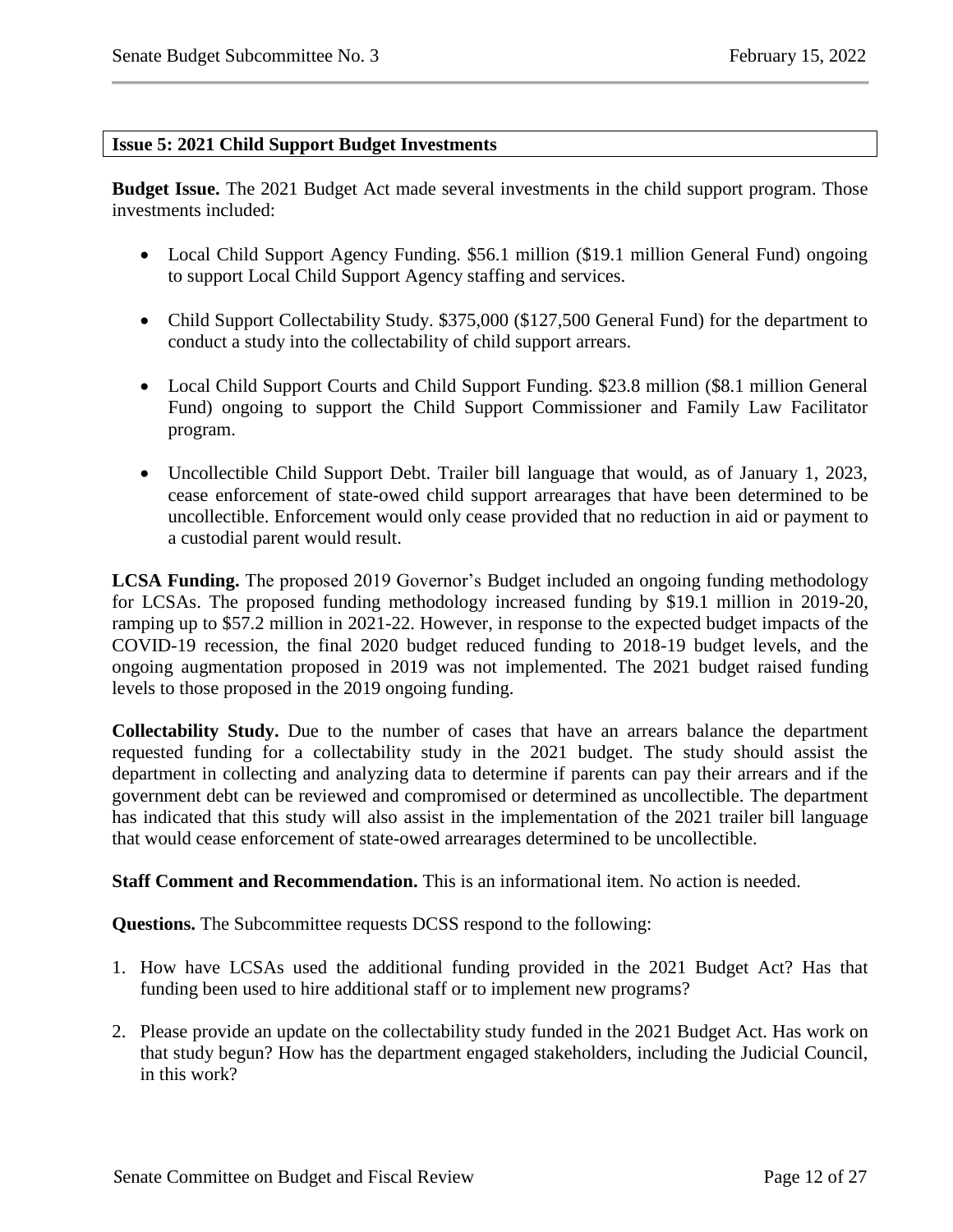## Issue 5: 2021 Child Support Budget Investments

**Budget Issue.** The 2021 Budget Act made several investments in the child support program. Those investments included:

- Local Child Support Agency Funding. $56.1 million ($19.1 million General Fund) ongoing to support Local Child Support Agency staffing and services.
- Child Support Collectability Study. $375,000 ($127,500 General Fund) for the department to conduct a study into the collectability of child support arrears.
- Local Child Support Courts and Child Support Funding. $23.8 million ($8.1 million General Fund) ongoing to support the Child Support Commissioner and Family Law Facilitator program.
- Uncollectible Child Support Debt. Trailer bill language that would, as of January 1, 2023, cease enforcement of state-owed child support arrearages that have been determined to be uncollectible. Enforcement would only cease provided that no reduction in aid or payment to a custodial parent would result.

**LCSA Funding.** The proposed 2019 Governor's Budget included an ongoing funding methodology for LCSAs. The proposed funding methodology increased funding by $19.1 million in 2019-20, ramping up to $57.2 million in 2021-22. However, in response to the expected budget impacts of the COVID-19 recession, the final 2020 budget reduced funding to 2018-19 budget levels, and the ongoing augmentation proposed in 2019 was not implemented. The 2021 budget raised funding levels to those proposed in the 2019 ongoing funding.

**Collectability Study.** Due to the number of cases that have an arrears balance the department requested funding for a collectability study in the 2021 budget. The study should assist the department in collecting and analyzing data to determine if parents can pay their arrears and if the government debt can be reviewed and compromised or determined as uncollectible. The department has indicated that this study will also assist in the implementation of the 2021 trailer bill language that would cease enforcement of state-owed arrearages determined to be uncollectible.

**Staff Comment and Recommendation.** This is an informational item. No action is needed.

**Questions.** The Subcommittee requests DCSS respond to the following:

1. How have LCSAs used the additional funding provided in the 2021 Budget Act? Has that funding been used to hire additional staff or to implement new programs?
2. Please provide an update on the collectability study funded in the 2021 Budget Act. Has work on that study begun? How has the department engaged stakeholders, including the Judicial Council, in this work?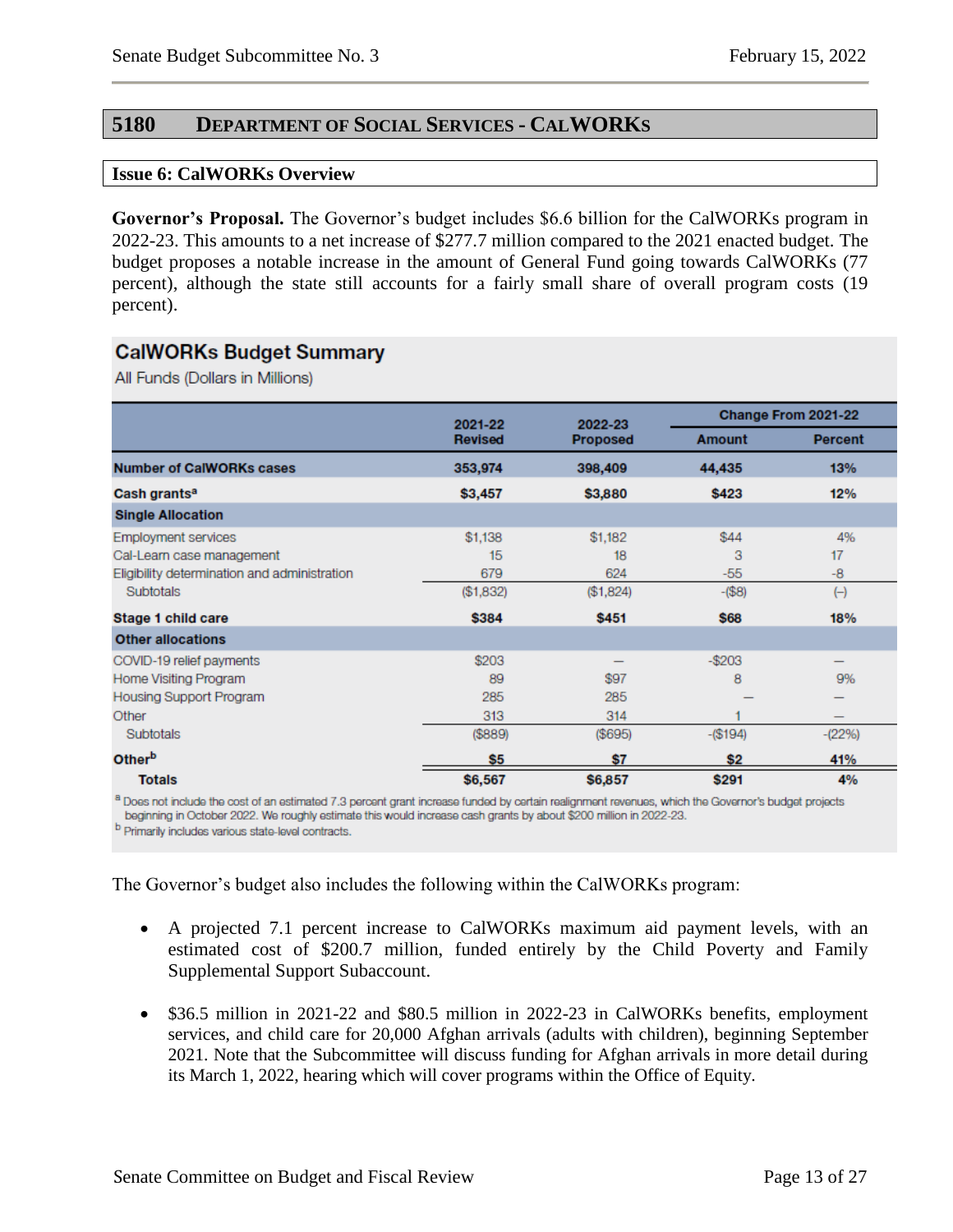## 5180 DEPARTMENT OF SOCIAL SERVICES - CALWORKS

### Issue 6: CalWORKs Overview

**Governor's Proposal.** The Governor's budget includes $6.6 billion for the CalWORKs program in 2022-23. This amounts to a net increase of $277.7 million compared to the 2021 enacted budget. The budget proposes a notable increase in the amount of General Fund going towards CalWORKs (77 percent), although the state still accounts for a fairly small share of overall program costs (19 percent).

**CalWORKs Budget Summary**

All Funds (Dollars in Millions)

| | 2021-22 Revised | 2022-23 Proposed | Change From 2021-22 | |
|---|---|---|---|---|
| | | | Amount | Percent |
| **Number of CalWORKs cases** | **353,974** | **398,409** | **44,435** | **13%** |
| **Cash grants[a]** | **$3,457** | **$3,880** | **$423** | **12%** |
| **Single Allocation** | | | | |
| Employment services | $1,138 | $1,182 | $44 | 4% |
| Cal-Learn case management | 15 | 18 | 3 | 17 |
| Eligibility determination and administration | 679 | 624 | -55 | -8 |
| Subtotals | ($1,832) | ($1,824) | -($8) | (-) |
| **Stage 1 child care** | **$384** | **$451** | **$68** | **18%** |
| **Other allocations** | | | | |
| COVID-19 relief payments | $203 | — | -$203 | — |
| Home Visiting Program | 89 | $97 | 8 | 9% |
| Housing Support Program | 285 | 285 | — | — |
| Other | 313 | 314 | 1 | — |
| Subtotals | ($889) | ($695) | -($194) | -(22%) |
| **Other[b]** | **$5** | **$7** | **$2** | **41%** |
| **Totals** | **$6,567** | **$6,857** | **$291** | **4%** |

[a] Does not include the cost of an estimated 7.3 percent grant increase funded by certain realignment revenues, which the Governor's budget projects beginning in October 2022. We roughly estimate this would increase cash grants by about $200 million in 2022-23.

[b] Primarily includes various state-level contracts.

The Governor's budget also includes the following within the CalWORKs program:

- A projected 7.1 percent increase to CalWORKs maximum aid payment levels, with an estimated cost of $200.7 million, funded entirely by the Child Poverty and Family Supplemental Support Subaccount.
- $36.5 million in 2021-22 and $80.5 million in 2022-23 in CalWORKs benefits, employment services, and child care for 20,000 Afghan arrivals (adults with children), beginning September 2021. Note that the Subcommittee will discuss funding for Afghan arrivals in more detail during its March 1, 2022, hearing which will cover programs within the Office of Equity.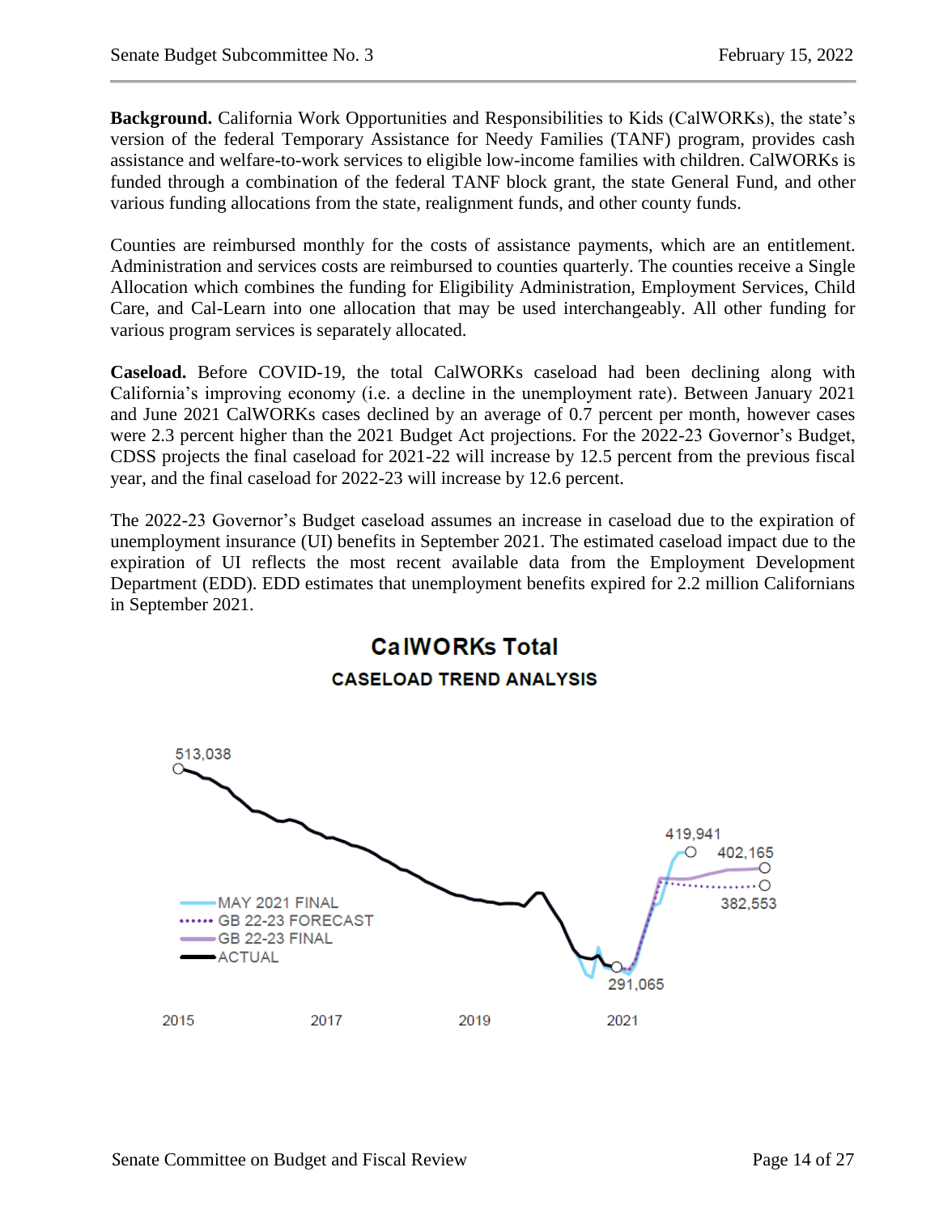**Background.** California Work Opportunities and Responsibilities to Kids (CalWORKs), the state's version of the federal Temporary Assistance for Needy Families (TANF) program, provides cash assistance and welfare-to-work services to eligible low-income families with children. CalWORKs is funded through a combination of the federal TANF block grant, the state General Fund, and other various funding allocations from the state, realignment funds, and other county funds.

Counties are reimbursed monthly for the costs of assistance payments, which are an entitlement. Administration and services costs are reimbursed to counties quarterly. The counties receive a Single Allocation which combines the funding for Eligibility Administration, Employment Services, Child Care, and Cal-Learn into one allocation that may be used interchangeably. All other funding for various program services is separately allocated.

**Caseload.** Before COVID-19, the total CalWORKs caseload had been declining along with California's improving economy (i.e. a decline in the unemployment rate). Between January 2021 and June 2021 CalWORKs cases declined by an average of 0.7 percent per month, however cases were 2.3 percent higher than the 2021 Budget Act projections. For the 2022-23 Governor's Budget, CDSS projects the final caseload for 2021-22 will increase by 12.5 percent from the previous fiscal year, and the final caseload for 2022-23 will increase by 12.6 percent.

The 2022-23 Governor's Budget caseload assumes an increase in caseload due to the expiration of unemployment insurance (UI) benefits in September 2021. The estimated caseload impact due to the expiration of UI reflects the most recent available data from the Employment Development Department (EDD). EDD estimates that unemployment benefits expired for 2.2 million Californians in September 2021.

**CalWORKs Total**

**CASELOAD TREND ANALYSIS**

Legend: MAY 2021 FINAL; GB 22-23 FORECAST; GB 22-23 FINAL; ACTUAL

Labeled values: 513,038; 419,941; 402,165; 382,553; 291,065

X-axis: 2015, 2017, 2019, 2021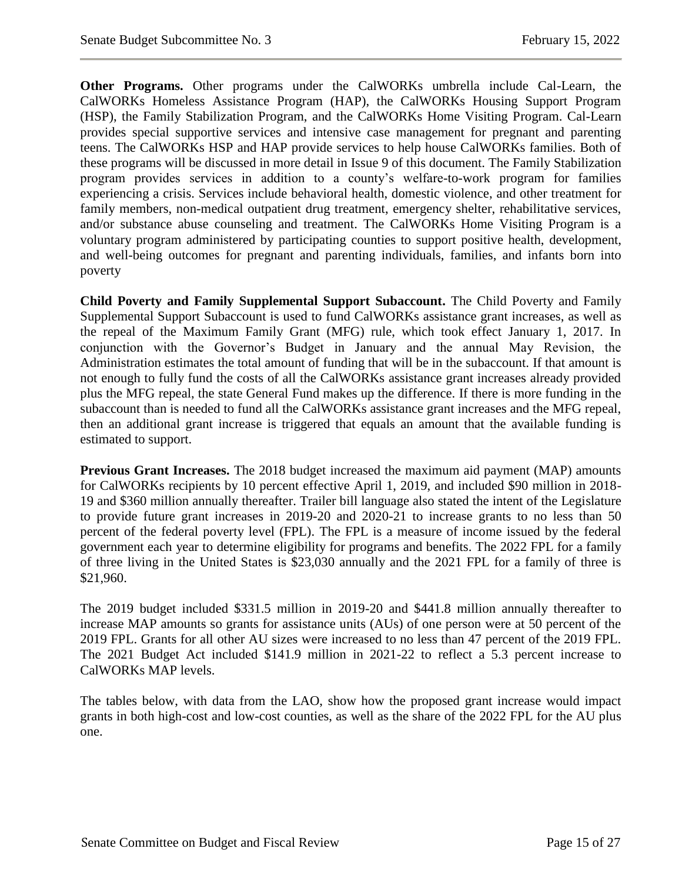**Other Programs.** Other programs under the CalWORKs umbrella include Cal-Learn, the CalWORKs Homeless Assistance Program (HAP), the CalWORKs Housing Support Program (HSP), the Family Stabilization Program, and the CalWORKs Home Visiting Program. Cal-Learn provides special supportive services and intensive case management for pregnant and parenting teens. The CalWORKs HSP and HAP provide services to help house CalWORKs families. Both of these programs will be discussed in more detail in Issue 9 of this document. The Family Stabilization program provides services in addition to a county's welfare-to-work program for families experiencing a crisis. Services include behavioral health, domestic violence, and other treatment for family members, non-medical outpatient drug treatment, emergency shelter, rehabilitative services, and/or substance abuse counseling and treatment. The CalWORKs Home Visiting Program is a voluntary program administered by participating counties to support positive health, development, and well-being outcomes for pregnant and parenting individuals, families, and infants born into poverty

**Child Poverty and Family Supplemental Support Subaccount.** The Child Poverty and Family Supplemental Support Subaccount is used to fund CalWORKs assistance grant increases, as well as the repeal of the Maximum Family Grant (MFG) rule, which took effect January 1, 2017. In conjunction with the Governor's Budget in January and the annual May Revision, the Administration estimates the total amount of funding that will be in the subaccount. If that amount is not enough to fully fund the costs of all the CalWORKs assistance grant increases already provided plus the MFG repeal, the state General Fund makes up the difference. If there is more funding in the subaccount than is needed to fund all the CalWORKs assistance grant increases and the MFG repeal, then an additional grant increase is triggered that equals an amount that the available funding is estimated to support.

**Previous Grant Increases.** The 2018 budget increased the maximum aid payment (MAP) amounts for CalWORKs recipients by 10 percent effective April 1, 2019, and included $90 million in 2018-19 and $360 million annually thereafter. Trailer bill language also stated the intent of the Legislature to provide future grant increases in 2019-20 and 2020-21 to increase grants to no less than 50 percent of the federal poverty level (FPL). The FPL is a measure of income issued by the federal government each year to determine eligibility for programs and benefits. The 2022 FPL for a family of three living in the United States is $23,030 annually and the 2021 FPL for a family of three is $21,960.

The 2019 budget included $331.5 million in 2019-20 and $441.8 million annually thereafter to increase MAP amounts so grants for assistance units (AUs) of one person were at 50 percent of the 2019 FPL. Grants for all other AU sizes were increased to no less than 47 percent of the 2019 FPL. The 2021 Budget Act included $141.9 million in 2021-22 to reflect a 5.3 percent increase to CalWORKs MAP levels.

The tables below, with data from the LAO, show how the proposed grant increase would impact grants in both high-cost and low-cost counties, as well as the share of the 2022 FPL for the AU plus one.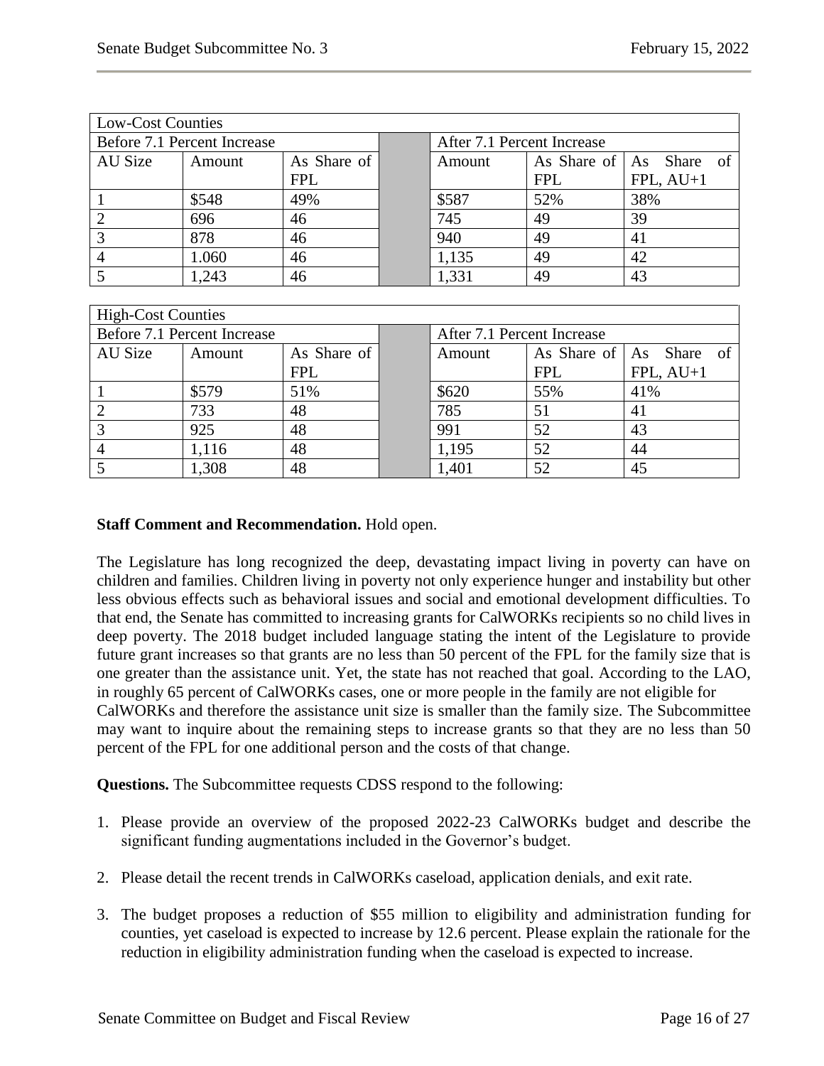| Low-Cost Counties | | | | | | |
|---|---|---|---|---|---|---|
| Before 7.1 Percent Increase | | | | After 7.1 Percent Increase | | |
| AU Size | Amount | As Share of FPL | | Amount | As Share of FPL | As Share of FPL, AU+1 |
| 1 | $548 | 49% | | $587 | 52% | 38% |
| 2 | 696 | 46 | | 745 | 49 | 39 |
| 3 | 878 | 46 | | 940 | 49 | 41 |
| 4 | 1.060 | 46 | | 1,135 | 49 | 42 |
| 5 | 1,243 | 46 | | 1,331 | 49 | 43 |

| High-Cost Counties | | | | | | |
|---|---|---|---|---|---|---|
| Before 7.1 Percent Increase | | | | After 7.1 Percent Increase | | |
| AU Size | Amount | As Share of FPL | | Amount | As Share of FPL | As Share of FPL, AU+1 |
| 1 | $579 | 51% | | $620 | 55% | 41% |
| 2 | 733 | 48 | | 785 | 51 | 41 |
| 3 | 925 | 48 | | 991 | 52 | 43 |
| 4 | 1,116 | 48 | | 1,195 | 52 | 44 |
| 5 | 1,308 | 48 | | 1,401 | 52 | 45 |

**Staff Comment and Recommendation.** Hold open.

The Legislature has long recognized the deep, devastating impact living in poverty can have on children and families. Children living in poverty not only experience hunger and instability but other less obvious effects such as behavioral issues and social and emotional development difficulties. To that end, the Senate has committed to increasing grants for CalWORKs recipients so no child lives in deep poverty. The 2018 budget included language stating the intent of the Legislature to provide future grant increases so that grants are no less than 50 percent of the FPL for the family size that is one greater than the assistance unit. Yet, the state has not reached that goal. According to the LAO, in roughly 65 percent of CalWORKs cases, one or more people in the family are not eligible for CalWORKs and therefore the assistance unit size is smaller than the family size. The Subcommittee may want to inquire about the remaining steps to increase grants so that they are no less than 50 percent of the FPL for one additional person and the costs of that change.

**Questions.** The Subcommittee requests CDSS respond to the following:

1. Please provide an overview of the proposed 2022-23 CalWORKs budget and describe the significant funding augmentations included in the Governor's budget.

2. Please detail the recent trends in CalWORKs caseload, application denials, and exit rate.

3. The budget proposes a reduction of $55 million to eligibility and administration funding for counties, yet caseload is expected to increase by 12.6 percent. Please explain the rationale for the reduction in eligibility administration funding when the caseload is expected to increase.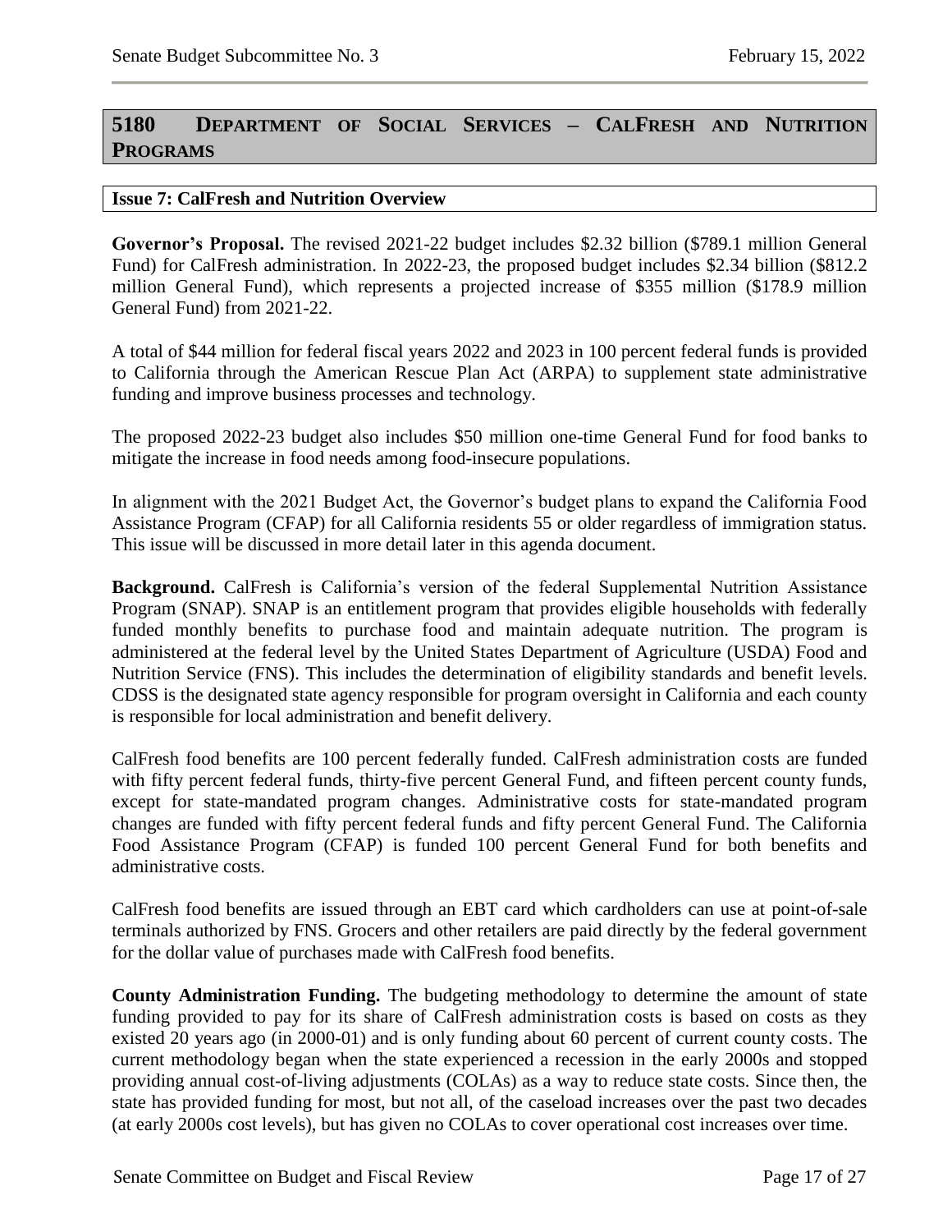## 5180 Department of Social Services – CalFresh and Nutrition Programs

### Issue 7: CalFresh and Nutrition Overview

**Governor's Proposal.** The revised 2021-22 budget includes $2.32 billion ($789.1 million General Fund) for CalFresh administration. In 2022-23, the proposed budget includes $2.34 billion ($812.2 million General Fund), which represents a projected increase of $355 million ($178.9 million General Fund) from 2021-22.

A total of $44 million for federal fiscal years 2022 and 2023 in 100 percent federal funds is provided to California through the American Rescue Plan Act (ARPA) to supplement state administrative funding and improve business processes and technology.

The proposed 2022-23 budget also includes $50 million one-time General Fund for food banks to mitigate the increase in food needs among food-insecure populations.

In alignment with the 2021 Budget Act, the Governor's budget plans to expand the California Food Assistance Program (CFAP) for all California residents 55 or older regardless of immigration status. This issue will be discussed in more detail later in this agenda document.

**Background.** CalFresh is California's version of the federal Supplemental Nutrition Assistance Program (SNAP). SNAP is an entitlement program that provides eligible households with federally funded monthly benefits to purchase food and maintain adequate nutrition. The program is administered at the federal level by the United States Department of Agriculture (USDA) Food and Nutrition Service (FNS). This includes the determination of eligibility standards and benefit levels. CDSS is the designated state agency responsible for program oversight in California and each county is responsible for local administration and benefit delivery.

CalFresh food benefits are 100 percent federally funded. CalFresh administration costs are funded with fifty percent federal funds, thirty-five percent General Fund, and fifteen percent county funds, except for state-mandated program changes. Administrative costs for state-mandated program changes are funded with fifty percent federal funds and fifty percent General Fund. The California Food Assistance Program (CFAP) is funded 100 percent General Fund for both benefits and administrative costs.

CalFresh food benefits are issued through an EBT card which cardholders can use at point-of-sale terminals authorized by FNS. Grocers and other retailers are paid directly by the federal government for the dollar value of purchases made with CalFresh food benefits.

**County Administration Funding.** The budgeting methodology to determine the amount of state funding provided to pay for its share of CalFresh administration costs is based on costs as they existed 20 years ago (in 2000-01) and is only funding about 60 percent of current county costs. The current methodology began when the state experienced a recession in the early 2000s and stopped providing annual cost-of-living adjustments (COLAs) as a way to reduce state costs. Since then, the state has provided funding for most, but not all, of the caseload increases over the past two decades (at early 2000s cost levels), but has given no COLAs to cover operational cost increases over time.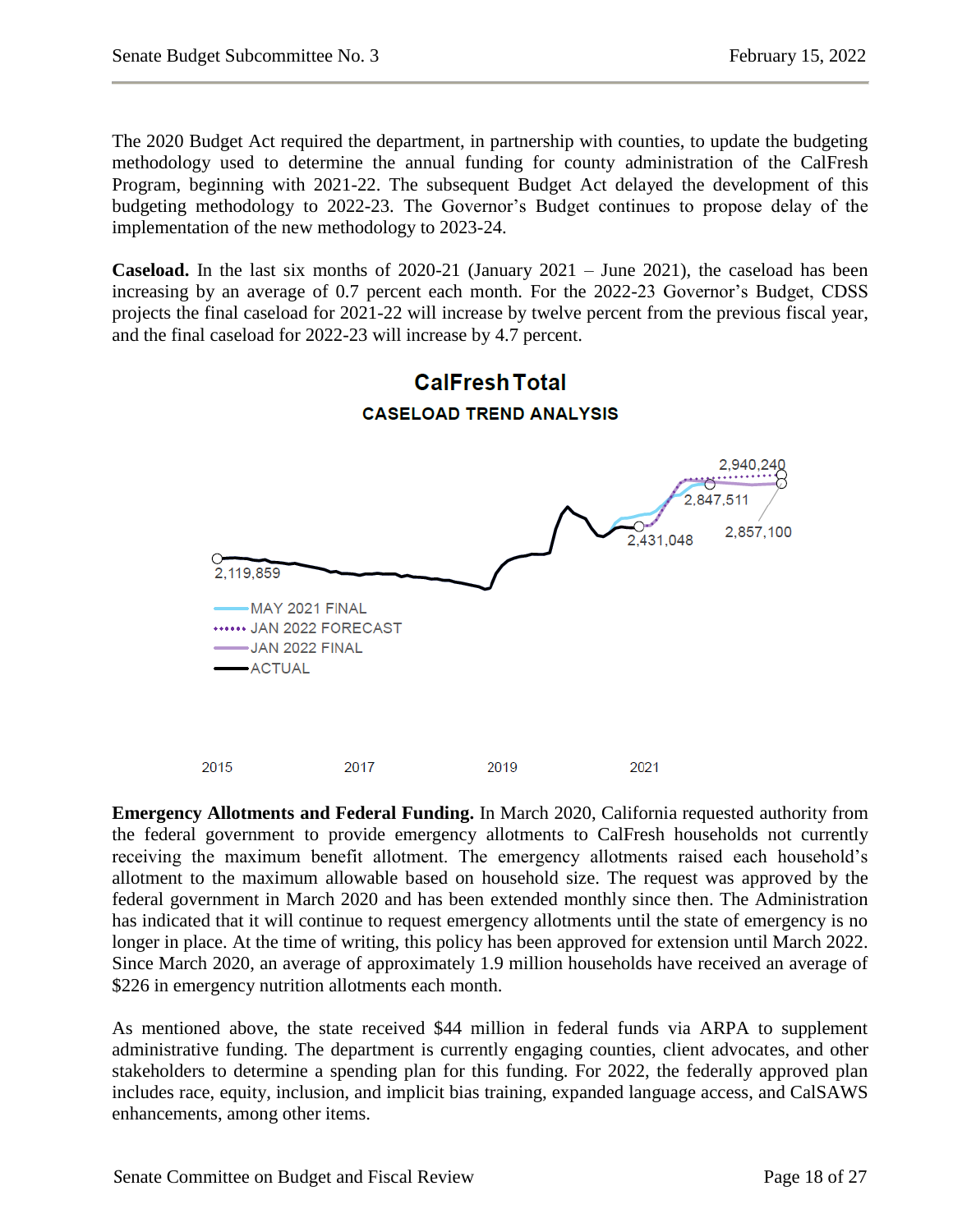The 2020 Budget Act required the department, in partnership with counties, to update the budgeting methodology used to determine the annual funding for county administration of the CalFresh Program, beginning with 2021-22. The subsequent Budget Act delayed the development of this budgeting methodology to 2022-23. The Governor's Budget continues to propose delay of the implementation of the new methodology to 2023-24.

**Caseload.** In the last six months of 2020-21 (January 2021 – June 2021), the caseload has been increasing by an average of 0.7 percent each month. For the 2022-23 Governor's Budget, CDSS projects the final caseload for 2021-22 will increase by twelve percent from the previous fiscal year, and the final caseload for 2022-23 will increase by 4.7 percent.

**CalFresh Total**

**CASELOAD TREND ANALYSIS**

2,940,240

2,847,511

2,857,100

2,431,048

2,119,859

MAY 2021 FINAL

JAN 2022 FORECAST

JAN 2022 FINAL

ACTUAL

2015 2017 2019 2021

**Emergency Allotments and Federal Funding.** In March 2020, California requested authority from the federal government to provide emergency allotments to CalFresh households not currently receiving the maximum benefit allotment. The emergency allotments raised each household's allotment to the maximum allowable based on household size. The request was approved by the federal government in March 2020 and has been extended monthly since then. The Administration has indicated that it will continue to request emergency allotments until the state of emergency is no longer in place. At the time of writing, this policy has been approved for extension until March 2022. Since March 2020, an average of approximately 1.9 million households have received an average of $226 in emergency nutrition allotments each month.

As mentioned above, the state received $44 million in federal funds via ARPA to supplement administrative funding. The department is currently engaging counties, client advocates, and other stakeholders to determine a spending plan for this funding. For 2022, the federally approved plan includes race, equity, inclusion, and implicit bias training, expanded language access, and CalSAWS enhancements, among other items.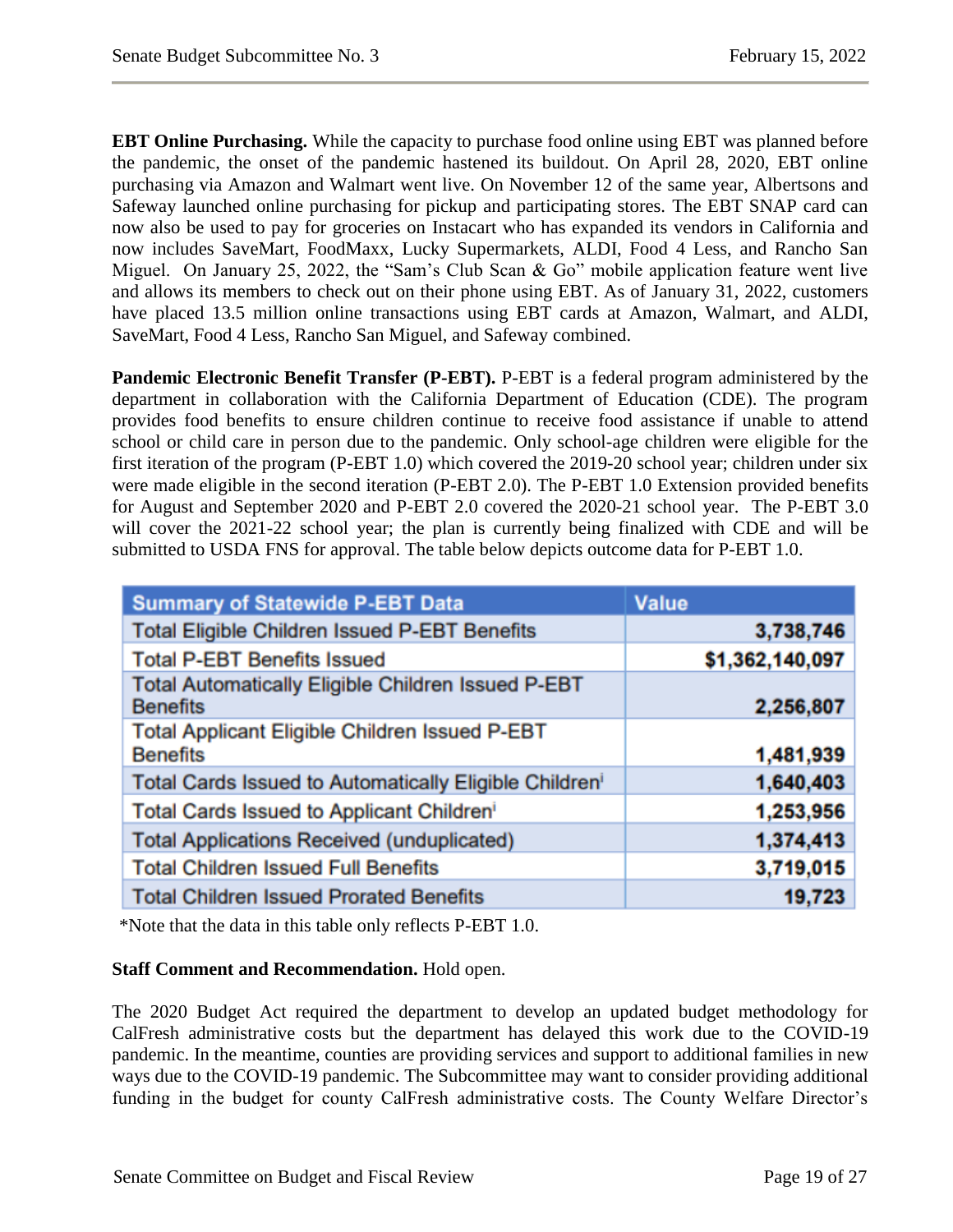**EBT Online Purchasing.** While the capacity to purchase food online using EBT was planned before the pandemic, the onset of the pandemic hastened its buildout. On April 28, 2020, EBT online purchasing via Amazon and Walmart went live. On November 12 of the same year, Albertsons and Safeway launched online purchasing for pickup and participating stores. The EBT SNAP card can now also be used to pay for groceries on Instacart who has expanded its vendors in California and now includes SaveMart, FoodMaxx, Lucky Supermarkets, ALDI, Food 4 Less, and Rancho San Miguel. On January 25, 2022, the "Sam's Club Scan & Go" mobile application feature went live and allows its members to check out on their phone using EBT. As of January 31, 2022, customers have placed 13.5 million online transactions using EBT cards at Amazon, Walmart, and ALDI, SaveMart, Food 4 Less, Rancho San Miguel, and Safeway combined.

**Pandemic Electronic Benefit Transfer (P-EBT).** P-EBT is a federal program administered by the department in collaboration with the California Department of Education (CDE). The program provides food benefits to ensure children continue to receive food assistance if unable to attend school or child care in person due to the pandemic. Only school-age children were eligible for the first iteration of the program (P-EBT 1.0) which covered the 2019-20 school year; children under six were made eligible in the second iteration (P-EBT 2.0). The P-EBT 1.0 Extension provided benefits for August and September 2020 and P-EBT 2.0 covered the 2020-21 school year. The P-EBT 3.0 will cover the 2021-22 school year; the plan is currently being finalized with CDE and will be submitted to USDA FNS for approval. The table below depicts outcome data for P-EBT 1.0.

| Summary of Statewide P-EBT Data | Value |
|---|---|
| Total Eligible Children Issued P-EBT Benefits | 3,738,746 |
| Total P-EBT Benefits Issued | $1,362,140,097 |
| Total Automatically Eligible Children Issued P-EBT Benefits | 2,256,807 |
| Total Applicant Eligible Children Issued P-EBT Benefits | 1,481,939 |
| Total Cards Issued to Automatically Eligible Children[i] | 1,640,403 |
| Total Cards Issued to Applicant Children[i] | 1,253,956 |
| Total Applications Received (unduplicated) | 1,374,413 |
| Total Children Issued Full Benefits | 3,719,015 |
| Total Children Issued Prorated Benefits | 19,723 |

*Note that the data in this table only reflects P-EBT 1.0.

**Staff Comment and Recommendation.** Hold open.

The 2020 Budget Act required the department to develop an updated budget methodology for CalFresh administrative costs but the department has delayed this work due to the COVID-19 pandemic. In the meantime, counties are providing services and support to additional families in new ways due to the COVID-19 pandemic. The Subcommittee may want to consider providing additional funding in the budget for county CalFresh administrative costs. The County Welfare Director's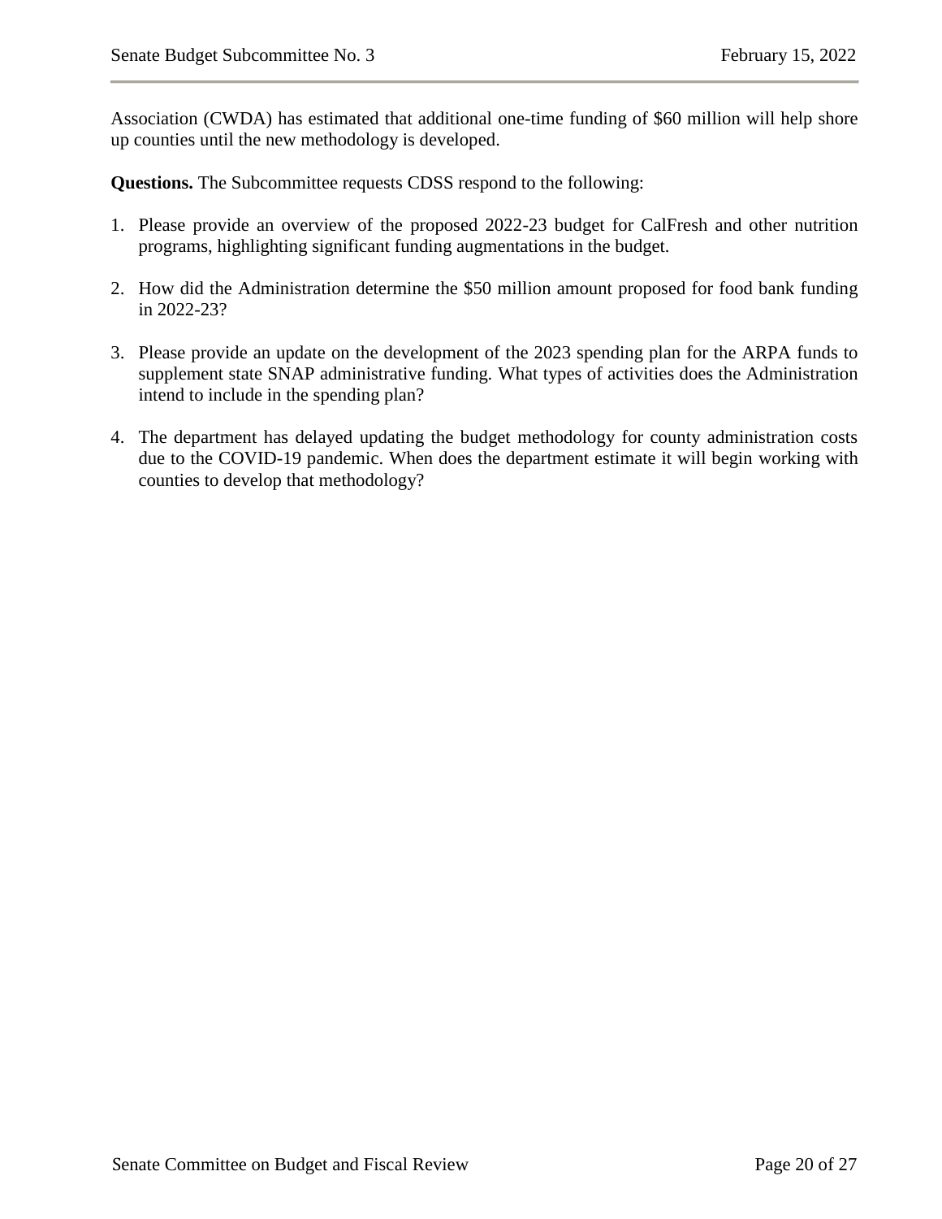Association (CWDA) has estimated that additional one-time funding of $60 million will help shore up counties until the new methodology is developed.

**Questions.** The Subcommittee requests CDSS respond to the following:

1. Please provide an overview of the proposed 2022-23 budget for CalFresh and other nutrition programs, highlighting significant funding augmentations in the budget.

2. How did the Administration determine the $50 million amount proposed for food bank funding in 2022-23?

3. Please provide an update on the development of the 2023 spending plan for the ARPA funds to supplement state SNAP administrative funding. What types of activities does the Administration intend to include in the spending plan?

4. The department has delayed updating the budget methodology for county administration costs due to the COVID-19 pandemic. When does the department estimate it will begin working with counties to develop that methodology?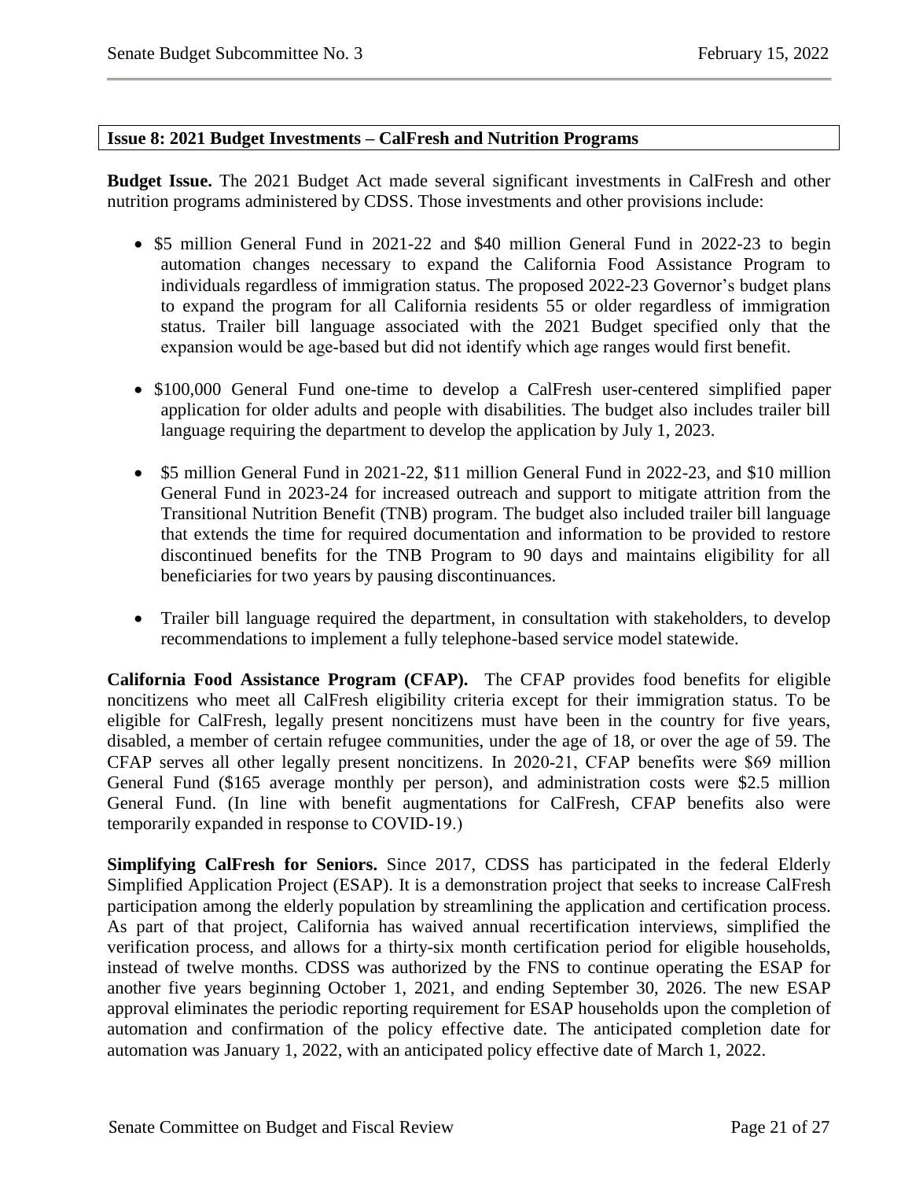**Issue 8: 2021 Budget Investments – CalFresh and Nutrition Programs**

**Budget Issue.** The 2021 Budget Act made several significant investments in CalFresh and other nutrition programs administered by CDSS. Those investments and other provisions include:

- $5 million General Fund in 2021-22 and $40 million General Fund in 2022-23 to begin automation changes necessary to expand the California Food Assistance Program to individuals regardless of immigration status. The proposed 2022-23 Governor's budget plans to expand the program for all California residents 55 or older regardless of immigration status. Trailer bill language associated with the 2021 Budget specified only that the expansion would be age-based but did not identify which age ranges would first benefit.

- $100,000 General Fund one-time to develop a CalFresh user-centered simplified paper application for older adults and people with disabilities. The budget also includes trailer bill language requiring the department to develop the application by July 1, 2023.

- $5 million General Fund in 2021-22, $11 million General Fund in 2022-23, and $10 million General Fund in 2023-24 for increased outreach and support to mitigate attrition from the Transitional Nutrition Benefit (TNB) program. The budget also included trailer bill language that extends the time for required documentation and information to be provided to restore discontinued benefits for the TNB Program to 90 days and maintains eligibility for all beneficiaries for two years by pausing discontinuances.

- Trailer bill language required the department, in consultation with stakeholders, to develop recommendations to implement a fully telephone-based service model statewide.

**California Food Assistance Program (CFAP).** The CFAP provides food benefits for eligible noncitizens who meet all CalFresh eligibility criteria except for their immigration status. To be eligible for CalFresh, legally present noncitizens must have been in the country for five years, disabled, a member of certain refugee communities, under the age of 18, or over the age of 59. The CFAP serves all other legally present noncitizens. In 2020-21, CFAP benefits were $69 million General Fund ($165 average monthly per person), and administration costs were $2.5 million General Fund. (In line with benefit augmentations for CalFresh, CFAP benefits also were temporarily expanded in response to COVID-19.)

**Simplifying CalFresh for Seniors.** Since 2017, CDSS has participated in the federal Elderly Simplified Application Project (ESAP). It is a demonstration project that seeks to increase CalFresh participation among the elderly population by streamlining the application and certification process. As part of that project, California has waived annual recertification interviews, simplified the verification process, and allows for a thirty-six month certification period for eligible households, instead of twelve months. CDSS was authorized by the FNS to continue operating the ESAP for another five years beginning October 1, 2021, and ending September 30, 2026. The new ESAP approval eliminates the periodic reporting requirement for ESAP households upon the completion of automation and confirmation of the policy effective date. The anticipated completion date for automation was January 1, 2022, with an anticipated policy effective date of March 1, 2022.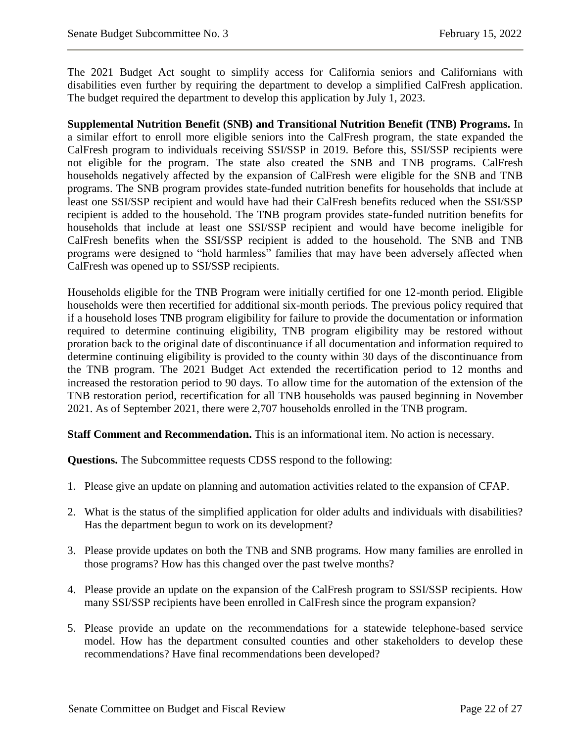The 2021 Budget Act sought to simplify access for California seniors and Californians with disabilities even further by requiring the department to develop a simplified CalFresh application. The budget required the department to develop this application by July 1, 2023.

**Supplemental Nutrition Benefit (SNB) and Transitional Nutrition Benefit (TNB) Programs.** In a similar effort to enroll more eligible seniors into the CalFresh program, the state expanded the CalFresh program to individuals receiving SSI/SSP in 2019. Before this, SSI/SSP recipients were not eligible for the program. The state also created the SNB and TNB programs. CalFresh households negatively affected by the expansion of CalFresh were eligible for the SNB and TNB programs. The SNB program provides state-funded nutrition benefits for households that include at least one SSI/SSP recipient and would have had their CalFresh benefits reduced when the SSI/SSP recipient is added to the household. The TNB program provides state-funded nutrition benefits for households that include at least one SSI/SSP recipient and would have become ineligible for CalFresh benefits when the SSI/SSP recipient is added to the household. The SNB and TNB programs were designed to "hold harmless" families that may have been adversely affected when CalFresh was opened up to SSI/SSP recipients.

Households eligible for the TNB Program were initially certified for one 12-month period. Eligible households were then recertified for additional six-month periods. The previous policy required that if a household loses TNB program eligibility for failure to provide the documentation or information required to determine continuing eligibility, TNB program eligibility may be restored without proration back to the original date of discontinuance if all documentation and information required to determine continuing eligibility is provided to the county within 30 days of the discontinuance from the TNB program. The 2021 Budget Act extended the recertification period to 12 months and increased the restoration period to 90 days. To allow time for the automation of the extension of the TNB restoration period, recertification for all TNB households was paused beginning in November 2021. As of September 2021, there were 2,707 households enrolled in the TNB program.

**Staff Comment and Recommendation.** This is an informational item. No action is necessary.

**Questions.** The Subcommittee requests CDSS respond to the following:

1. Please give an update on planning and automation activities related to the expansion of CFAP.
2. What is the status of the simplified application for older adults and individuals with disabilities? Has the department begun to work on its development?
3. Please provide updates on both the TNB and SNB programs. How many families are enrolled in those programs? How has this changed over the past twelve months?
4. Please provide an update on the expansion of the CalFresh program to SSI/SSP recipients. How many SSI/SSP recipients have been enrolled in CalFresh since the program expansion?
5. Please provide an update on the recommendations for a statewide telephone-based service model. How has the department consulted counties and other stakeholders to develop these recommendations? Have final recommendations been developed?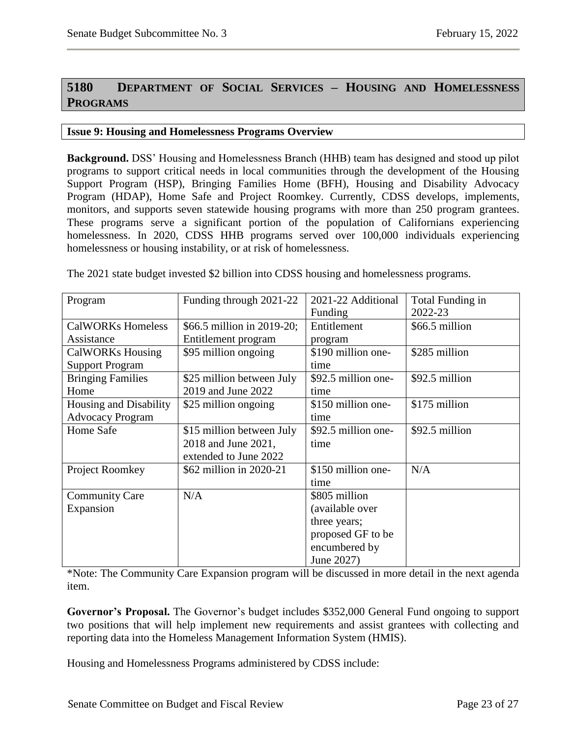## 5180 Department of Social Services – Housing and Homelessness Programs

### Issue 9: Housing and Homelessness Programs Overview

**Background.** DSS' Housing and Homelessness Branch (HHB) team has designed and stood up pilot programs to support critical needs in local communities through the development of the Housing Support Program (HSP), Bringing Families Home (BFH), Housing and Disability Advocacy Program (HDAP), Home Safe and Project Roomkey. Currently, CDSS develops, implements, monitors, and supports seven statewide housing programs with more than 250 program grantees. These programs serve a significant portion of the population of Californians experiencing homelessness. In 2020, CDSS HHB programs served over 100,000 individuals experiencing homelessness or housing instability, or at risk of homelessness.

The 2021 state budget invested $2 billion into CDSS housing and homelessness programs.

| Program | Funding through 2021-22 | 2021-22 Additional Funding | Total Funding in 2022-23 |
| --- | --- | --- | --- |
| CalWORKs Homeless Assistance | $66.5 million in 2019-20; Entitlement program | Entitlement program | $66.5 million |
| CalWORKs Housing Support Program | $95 million ongoing | $190 million one-time | $285 million |
| Bringing Families Home | $25 million between July 2019 and June 2022 | $92.5 million one-time | $92.5 million |
| Housing and Disability Advocacy Program | $25 million ongoing | $150 million one-time | $175 million |
| Home Safe | $15 million between July 2018 and June 2021, extended to June 2022 | $92.5 million one-time | $92.5 million |
| Project Roomkey | $62 million in 2020-21 | $150 million one-time | N/A |
| Community Care Expansion | N/A | $805 million (available over three years; proposed GF to be encumbered by June 2027) | |

*Note: The Community Care Expansion program will be discussed in more detail in the next agenda item.

**Governor's Proposal.** The Governor's budget includes $352,000 General Fund ongoing to support two positions that will help implement new requirements and assist grantees with collecting and reporting data into the Homeless Management Information System (HMIS).

Housing and Homelessness Programs administered by CDSS include: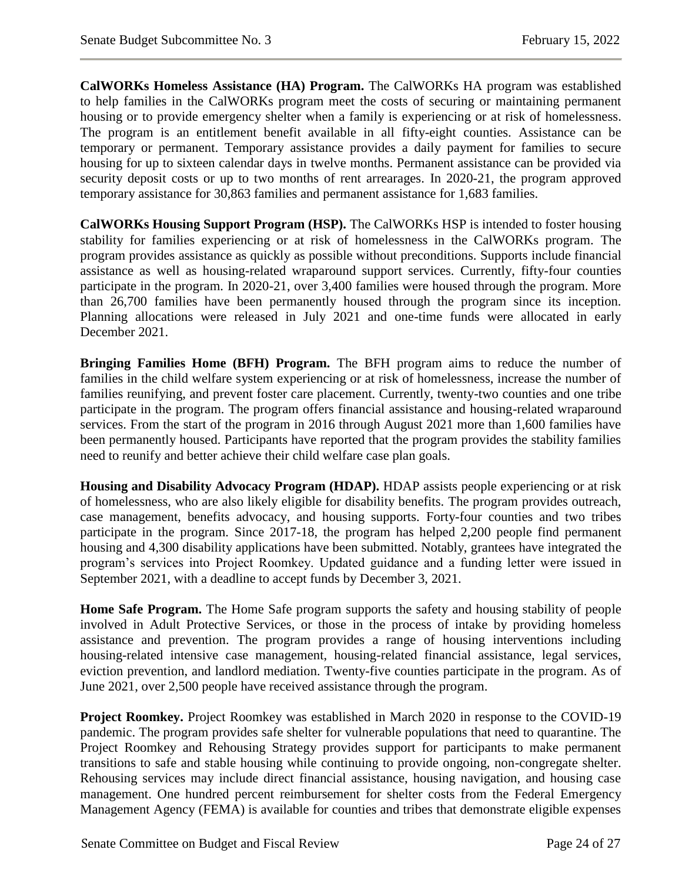**CalWORKs Homeless Assistance (HA) Program.** The CalWORKs HA program was established to help families in the CalWORKs program meet the costs of securing or maintaining permanent housing or to provide emergency shelter when a family is experiencing or at risk of homelessness. The program is an entitlement benefit available in all fifty-eight counties. Assistance can be temporary or permanent. Temporary assistance provides a daily payment for families to secure housing for up to sixteen calendar days in twelve months. Permanent assistance can be provided via security deposit costs or up to two months of rent arrearages. In 2020-21, the program approved temporary assistance for 30,863 families and permanent assistance for 1,683 families.

**CalWORKs Housing Support Program (HSP).** The CalWORKs HSP is intended to foster housing stability for families experiencing or at risk of homelessness in the CalWORKs program. The program provides assistance as quickly as possible without preconditions. Supports include financial assistance as well as housing-related wraparound support services. Currently, fifty-four counties participate in the program. In 2020-21, over 3,400 families were housed through the program. More than 26,700 families have been permanently housed through the program since its inception. Planning allocations were released in July 2021 and one-time funds were allocated in early December 2021.

**Bringing Families Home (BFH) Program.** The BFH program aims to reduce the number of families in the child welfare system experiencing or at risk of homelessness, increase the number of families reunifying, and prevent foster care placement. Currently, twenty-two counties and one tribe participate in the program. The program offers financial assistance and housing-related wraparound services. From the start of the program in 2016 through August 2021 more than 1,600 families have been permanently housed. Participants have reported that the program provides the stability families need to reunify and better achieve their child welfare case plan goals.

**Housing and Disability Advocacy Program (HDAP).** HDAP assists people experiencing or at risk of homelessness, who are also likely eligible for disability benefits. The program provides outreach, case management, benefits advocacy, and housing supports. Forty-four counties and two tribes participate in the program. Since 2017-18, the program has helped 2,200 people find permanent housing and 4,300 disability applications have been submitted. Notably, grantees have integrated the program's services into Project Roomkey. Updated guidance and a funding letter were issued in September 2021, with a deadline to accept funds by December 3, 2021.

**Home Safe Program.** The Home Safe program supports the safety and housing stability of people involved in Adult Protective Services, or those in the process of intake by providing homeless assistance and prevention. The program provides a range of housing interventions including housing-related intensive case management, housing-related financial assistance, legal services, eviction prevention, and landlord mediation. Twenty-five counties participate in the program. As of June 2021, over 2,500 people have received assistance through the program.

**Project Roomkey.** Project Roomkey was established in March 2020 in response to the COVID-19 pandemic. The program provides safe shelter for vulnerable populations that need to quarantine. The Project Roomkey and Rehousing Strategy provides support for participants to make permanent transitions to safe and stable housing while continuing to provide ongoing, non-congregate shelter. Rehousing services may include direct financial assistance, housing navigation, and housing case management. One hundred percent reimbursement for shelter costs from the Federal Emergency Management Agency (FEMA) is available for counties and tribes that demonstrate eligible expenses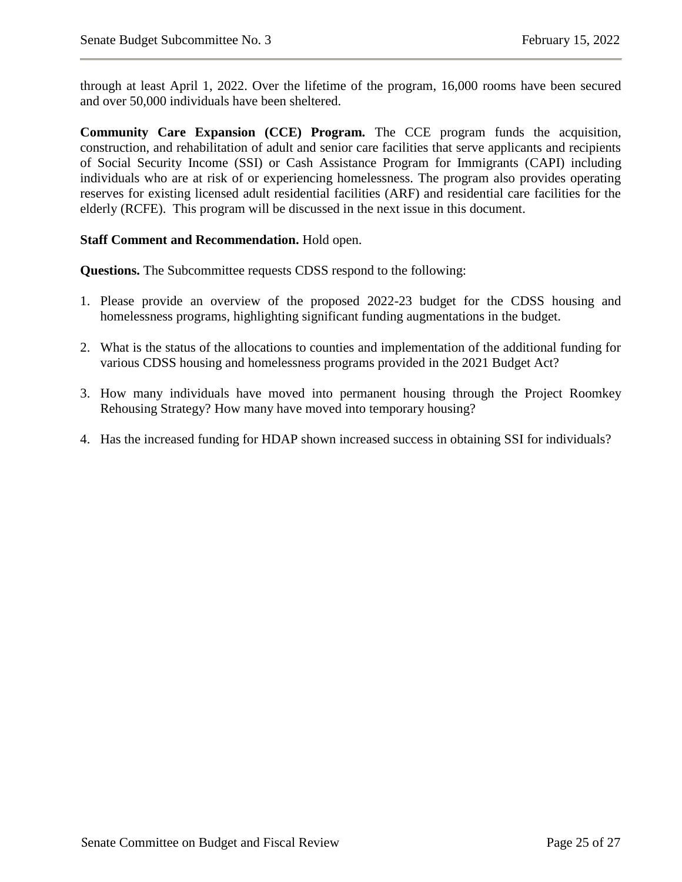through at least April 1, 2022. Over the lifetime of the program, 16,000 rooms have been secured and over 50,000 individuals have been sheltered.

**Community Care Expansion (CCE) Program.** The CCE program funds the acquisition, construction, and rehabilitation of adult and senior care facilities that serve applicants and recipients of Social Security Income (SSI) or Cash Assistance Program for Immigrants (CAPI) including individuals who are at risk of or experiencing homelessness. The program also provides operating reserves for existing licensed adult residential facilities (ARF) and residential care facilities for the elderly (RCFE). This program will be discussed in the next issue in this document.

**Staff Comment and Recommendation.** Hold open.

**Questions.** The Subcommittee requests CDSS respond to the following:

1. Please provide an overview of the proposed 2022-23 budget for the CDSS housing and homelessness programs, highlighting significant funding augmentations in the budget.

2. What is the status of the allocations to counties and implementation of the additional funding for various CDSS housing and homelessness programs provided in the 2021 Budget Act?

3. How many individuals have moved into permanent housing through the Project Roomkey Rehousing Strategy? How many have moved into temporary housing?

4. Has the increased funding for HDAP shown increased success in obtaining SSI for individuals?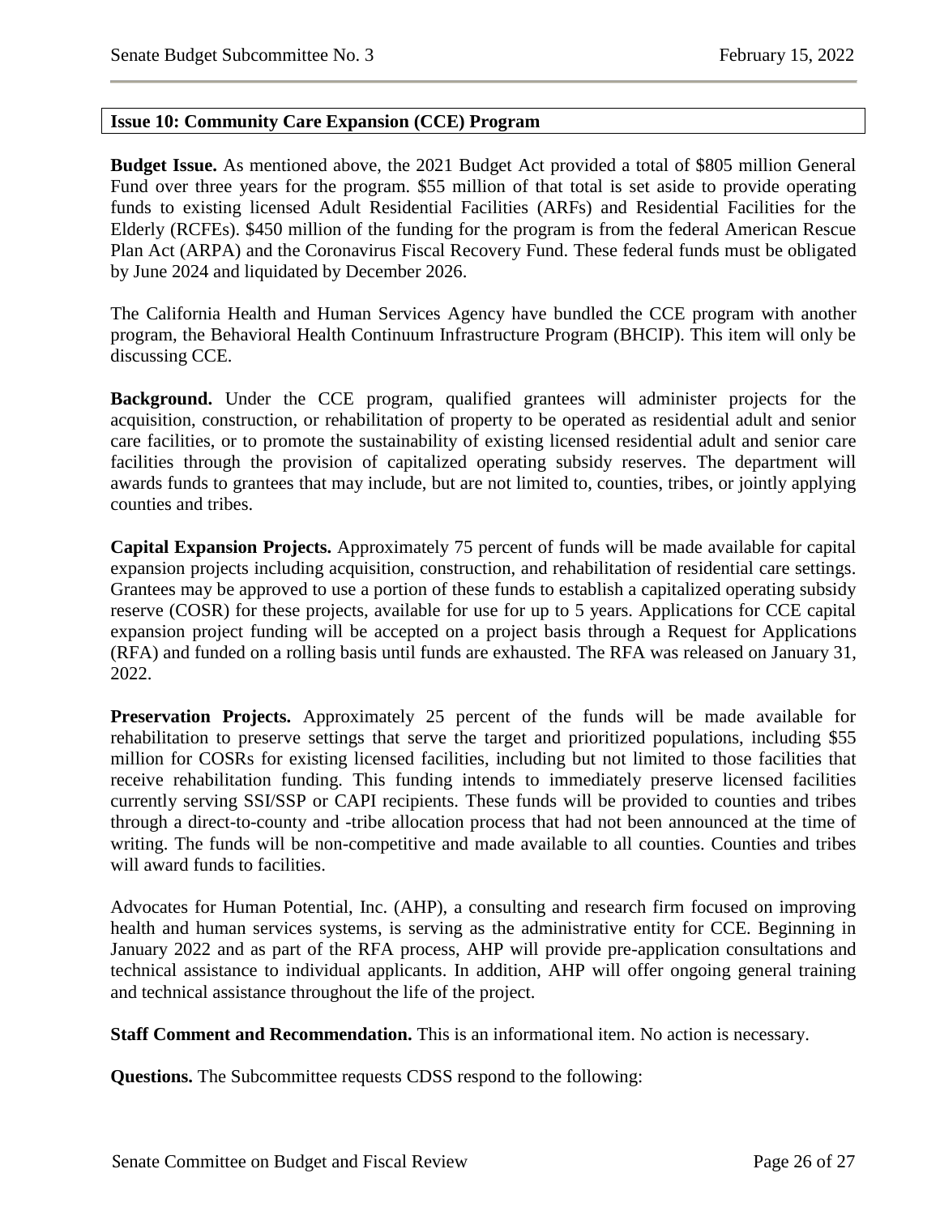## Issue 10: Community Care Expansion (CCE) Program

**Budget Issue.** As mentioned above, the 2021 Budget Act provided a total of $805 million General Fund over three years for the program. $55 million of that total is set aside to provide operating funds to existing licensed Adult Residential Facilities (ARFs) and Residential Facilities for the Elderly (RCFEs). $450 million of the funding for the program is from the federal American Rescue Plan Act (ARPA) and the Coronavirus Fiscal Recovery Fund. These federal funds must be obligated by June 2024 and liquidated by December 2026.

The California Health and Human Services Agency have bundled the CCE program with another program, the Behavioral Health Continuum Infrastructure Program (BHCIP). This item will only be discussing CCE.

**Background.** Under the CCE program, qualified grantees will administer projects for the acquisition, construction, or rehabilitation of property to be operated as residential adult and senior care facilities, or to promote the sustainability of existing licensed residential adult and senior care facilities through the provision of capitalized operating subsidy reserves. The department will awards funds to grantees that may include, but are not limited to, counties, tribes, or jointly applying counties and tribes.

**Capital Expansion Projects.** Approximately 75 percent of funds will be made available for capital expansion projects including acquisition, construction, and rehabilitation of residential care settings. Grantees may be approved to use a portion of these funds to establish a capitalized operating subsidy reserve (COSR) for these projects, available for use for up to 5 years. Applications for CCE capital expansion project funding will be accepted on a project basis through a Request for Applications (RFA) and funded on a rolling basis until funds are exhausted. The RFA was released on January 31, 2022.

**Preservation Projects.** Approximately 25 percent of the funds will be made available for rehabilitation to preserve settings that serve the target and prioritized populations, including $55 million for COSRs for existing licensed facilities, including but not limited to those facilities that receive rehabilitation funding. This funding intends to immediately preserve licensed facilities currently serving SSI/SSP or CAPI recipients. These funds will be provided to counties and tribes through a direct-to-county and -tribe allocation process that had not been announced at the time of writing. The funds will be non-competitive and made available to all counties. Counties and tribes will award funds to facilities.

Advocates for Human Potential, Inc. (AHP), a consulting and research firm focused on improving health and human services systems, is serving as the administrative entity for CCE. Beginning in January 2022 and as part of the RFA process, AHP will provide pre-application consultations and technical assistance to individual applicants. In addition, AHP will offer ongoing general training and technical assistance throughout the life of the project.

**Staff Comment and Recommendation.** This is an informational item. No action is necessary.

**Questions.** The Subcommittee requests CDSS respond to the following: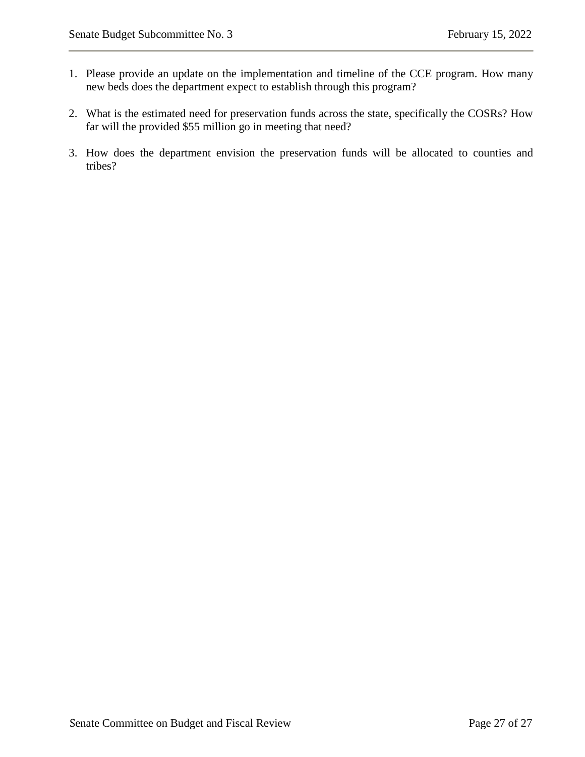1. Please provide an update on the implementation and timeline of the CCE program. How many new beds does the department expect to establish through this program?

2. What is the estimated need for preservation funds across the state, specifically the COSRs? How far will the provided $55 million go in meeting that need?

3. How does the department envision the preservation funds will be allocated to counties and tribes?